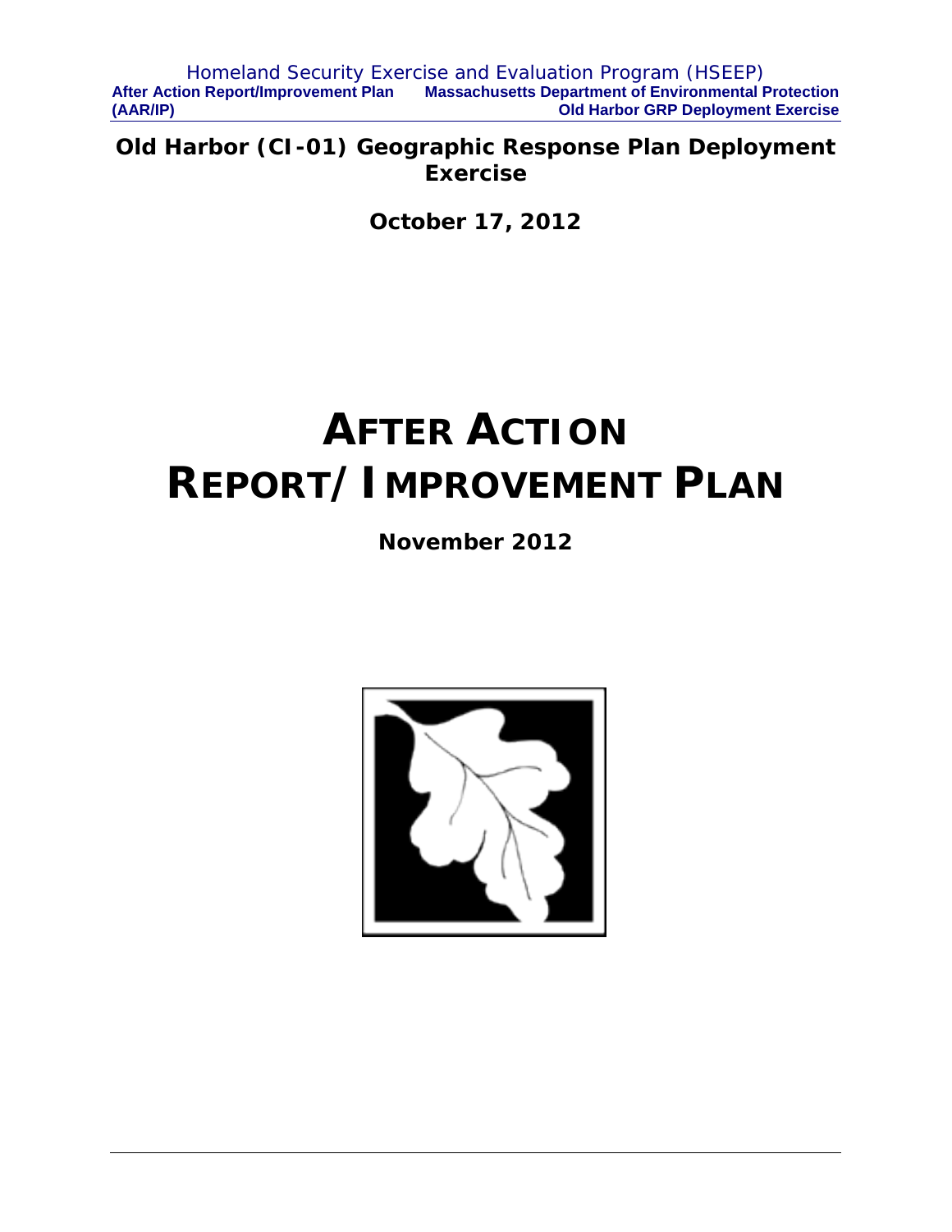# Old Harbor (CI-01) Geographic Response Plan Deployment Exercise

**October 17, 2012**

# AFTER ACTION REPORT/IMPROVEMENT PLAN

**November 2012**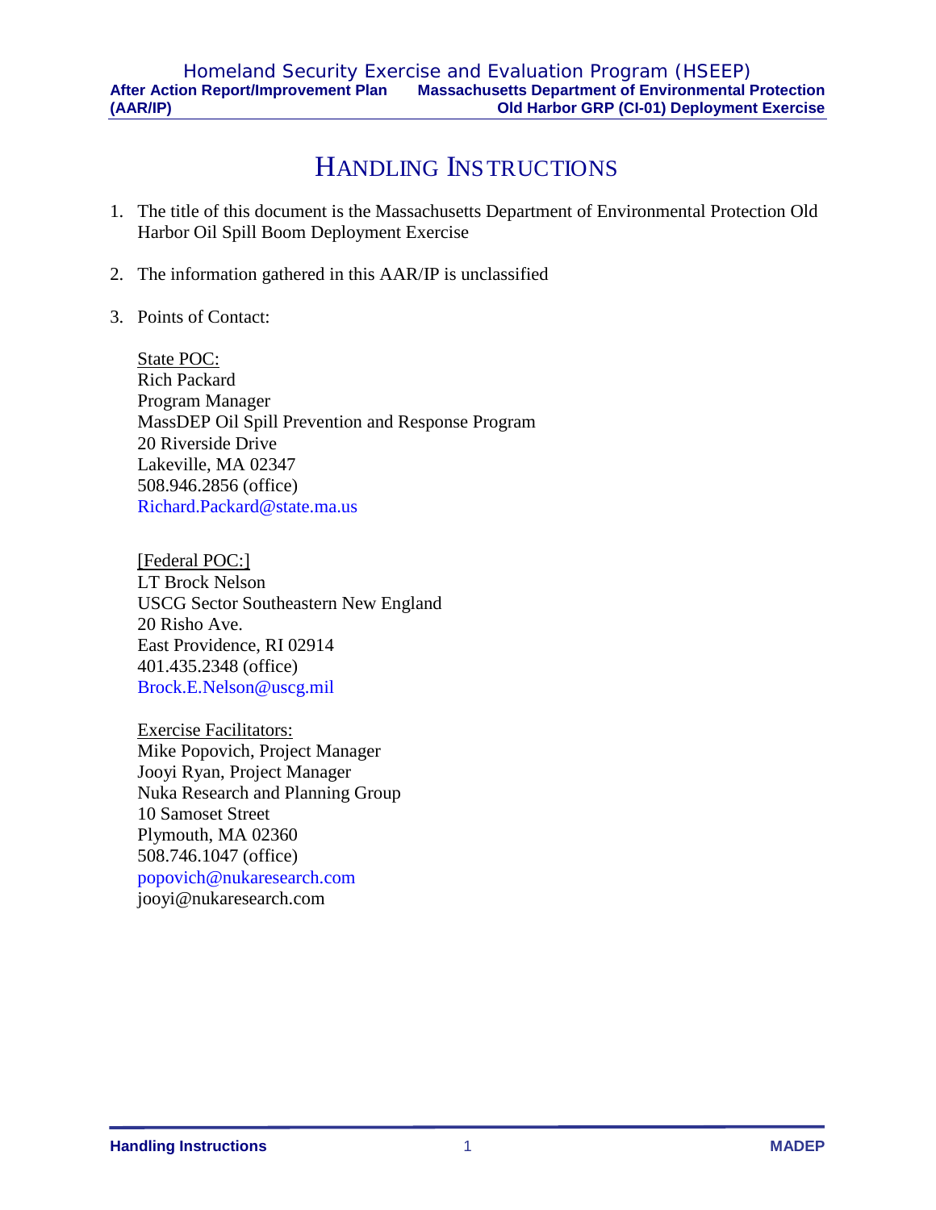# HANDLING INSTRUCTIONS

1. The title of this document is the Massachusetts Department of Environmental Protection Old Harbor Oil Spill Boom Deployment Exercise

2. The information gathered in this AAR/IP is unclassified

3. Points of Contact:

   State POC:
   Rich Packard
   Program Manager
   MassDEP Oil Spill Prevention and Response Program
   20 Riverside Drive
   Lakeville, MA 02347
   508.946.2856 (office)
   Richard.Packard@state.ma.us

   [Federal POC:]
   LT Brock Nelson
   USCG Sector Southeastern New England
   20 Risho Ave.
   East Providence, RI 02914
   401.435.2348 (office)
   Brock.E.Nelson@uscg.mil

   Exercise Facilitators:
   Mike Popovich, Project Manager
   Jooyi Ryan, Project Manager
   Nuka Research and Planning Group
   10 Samoset Street
   Plymouth, MA 02360
   508.746.1047 (office)
   popovich@nukaresearch.com
   jooyi@nukaresearch.com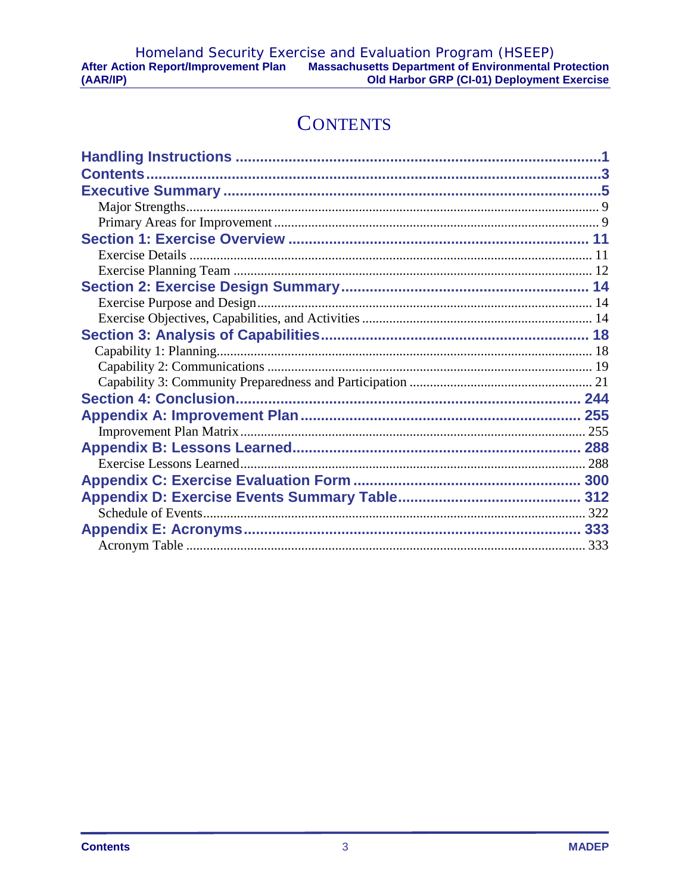# Contents

**Handling Instructions** .......................................................................................1
**Contents**.............................................................................................................3
**Executive Summary** .........................................................................................5
Major Strengths......................................................................................................... 9
Primary Areas for Improvement ............................................................................... 9
**Section 1: Exercise Overview** ......................................................................... 11
Exercise Details ....................................................................................................... 11
Exercise Planning Team .......................................................................................... 12
**Section 2: Exercise Design Summary**............................................................ 14
Exercise Purpose and Design................................................................................... 14
Exercise Objectives, Capabilities, and Activities .................................................... 14
**Section 3: Analysis of Capabilities**................................................................. 18
Capability 1: Planning.............................................................................................. 18
Capability 2: Communications ................................................................................ 19
Capability 3: Community Preparedness and Participation ...................................... 21
**Section 4: Conclusion**.................................................................................... 244
**Appendix A: Improvement Plan**.................................................................... 255
Improvement Plan Matrix....................................................................................... 255
**Appendix B: Lessons Learned**...................................................................... 288
Exercise Lessons Learned....................................................................................... 288
**Appendix C: Exercise Evaluation Form** ....................................................... 300
**Appendix D: Exercise Events Summary Table**............................................. 312
Schedule of Events................................................................................................. 322
**Appendix E: Acronyms**.................................................................................. 333
Acronym Table ...................................................................................................... 333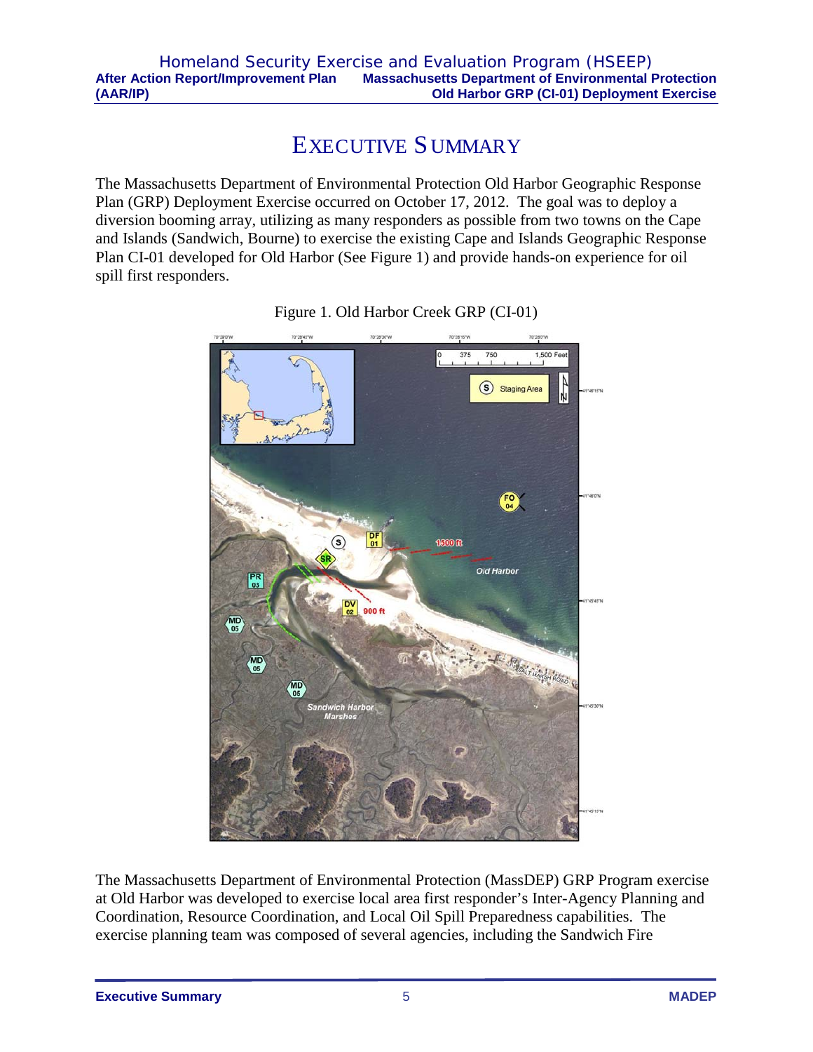# EXECUTIVE SUMMARY

The Massachusetts Department of Environmental Protection Old Harbor Geographic Response Plan (GRP) Deployment Exercise occurred on October 17, 2012. The goal was to deploy a diversion booming array, utilizing as many responders as possible from two towns on the Cape and Islands (Sandwich, Bourne) to exercise the existing Cape and Islands Geographic Response Plan CI-01 developed for Old Harbor (See Figure 1) and provide hands-on experience for oil spill first responders.

Figure 1. Old Harbor Creek GRP (CI-01)

The Massachusetts Department of Environmental Protection (MassDEP) GRP Program exercise at Old Harbor was developed to exercise local area first responder's Inter-Agency Planning and Coordination, Resource Coordination, and Local Oil Spill Preparedness capabilities. The exercise planning team was composed of several agencies, including the Sandwich Fire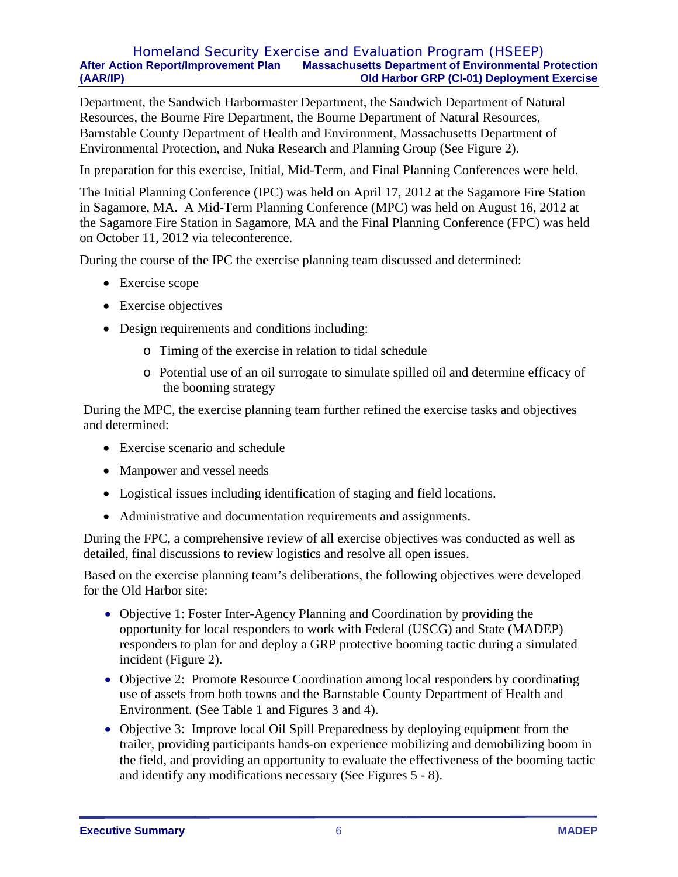Department, the Sandwich Harbormaster Department, the Sandwich Department of Natural Resources, the Bourne Fire Department, the Bourne Department of Natural Resources, Barnstable County Department of Health and Environment, Massachusetts Department of Environmental Protection, and Nuka Research and Planning Group (See Figure 2).

In preparation for this exercise, Initial, Mid-Term, and Final Planning Conferences were held.

The Initial Planning Conference (IPC) was held on April 17, 2012 at the Sagamore Fire Station in Sagamore, MA. A Mid-Term Planning Conference (MPC) was held on August 16, 2012 at the Sagamore Fire Station in Sagamore, MA and the Final Planning Conference (FPC) was held on October 11, 2012 via teleconference.

During the course of the IPC the exercise planning team discussed and determined:

- Exercise scope
- Exercise objectives
- Design requirements and conditions including:
  - Timing of the exercise in relation to tidal schedule
  - Potential use of an oil surrogate to simulate spilled oil and determine efficacy of the booming strategy

During the MPC, the exercise planning team further refined the exercise tasks and objectives and determined:

- Exercise scenario and schedule
- Manpower and vessel needs
- Logistical issues including identification of staging and field locations.
- Administrative and documentation requirements and assignments.

During the FPC, a comprehensive review of all exercise objectives was conducted as well as detailed, final discussions to review logistics and resolve all open issues.

Based on the exercise planning team's deliberations, the following objectives were developed for the Old Harbor site:

- Objective 1: Foster Inter-Agency Planning and Coordination by providing the opportunity for local responders to work with Federal (USCG) and State (MADEP) responders to plan for and deploy a GRP protective booming tactic during a simulated incident (Figure 2).
- Objective 2: Promote Resource Coordination among local responders by coordinating use of assets from both towns and the Barnstable County Department of Health and Environment. (See Table 1 and Figures 3 and 4).
- Objective 3: Improve local Oil Spill Preparedness by deploying equipment from the trailer, providing participants hands-on experience mobilizing and demobilizing boom in the field, and providing an opportunity to evaluate the effectiveness of the booming tactic and identify any modifications necessary (See Figures 5 - 8).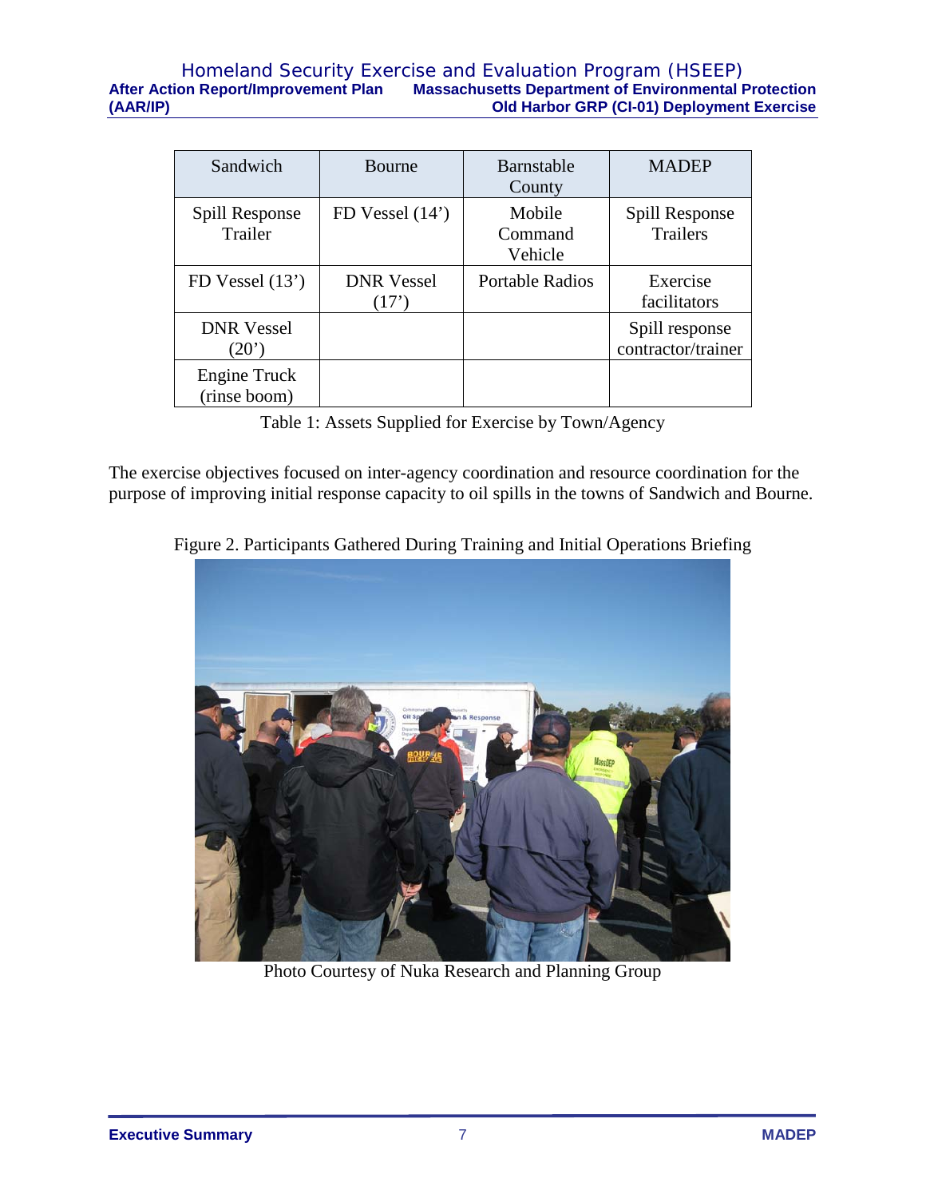| Sandwich | Bourne | Barnstable County | MADEP |
|---|---|---|---|
| Spill Response Trailer | FD Vessel (14’) | Mobile Command Vehicle | Spill Response Trailers |
| FD Vessel (13’) | DNR Vessel (17’) | Portable Radios | Exercise facilitators |
| DNR Vessel (20’) | | | Spill response contractor/trainer |
| Engine Truck (rinse boom) | | | |

Table 1: Assets Supplied for Exercise by Town/Agency

The exercise objectives focused on inter-agency coordination and resource coordination for the purpose of improving initial response capacity to oil spills in the towns of Sandwich and Bourne.

Figure 2. Participants Gathered During Training and Initial Operations Briefing

Photo Courtesy of Nuka Research and Planning Group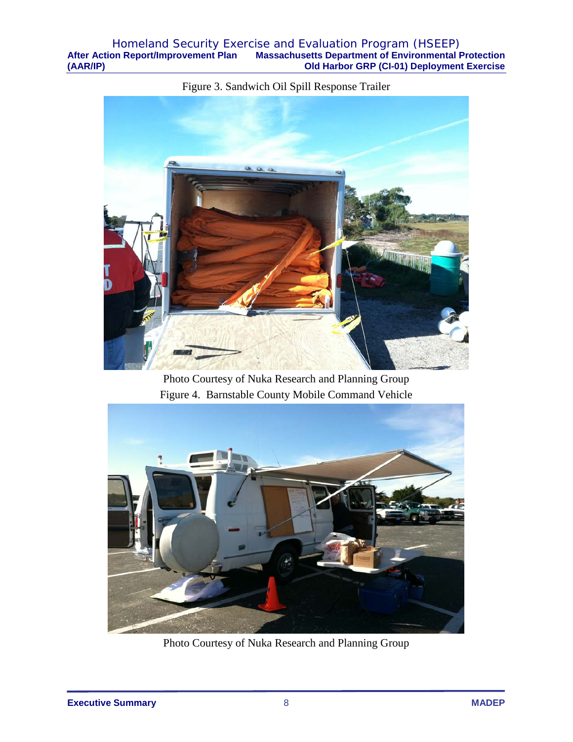Figure 3. Sandwich Oil Spill Response Trailer

Photo Courtesy of Nuka Research and Planning Group

Figure 4. Barnstable County Mobile Command Vehicle

Photo Courtesy of Nuka Research and Planning Group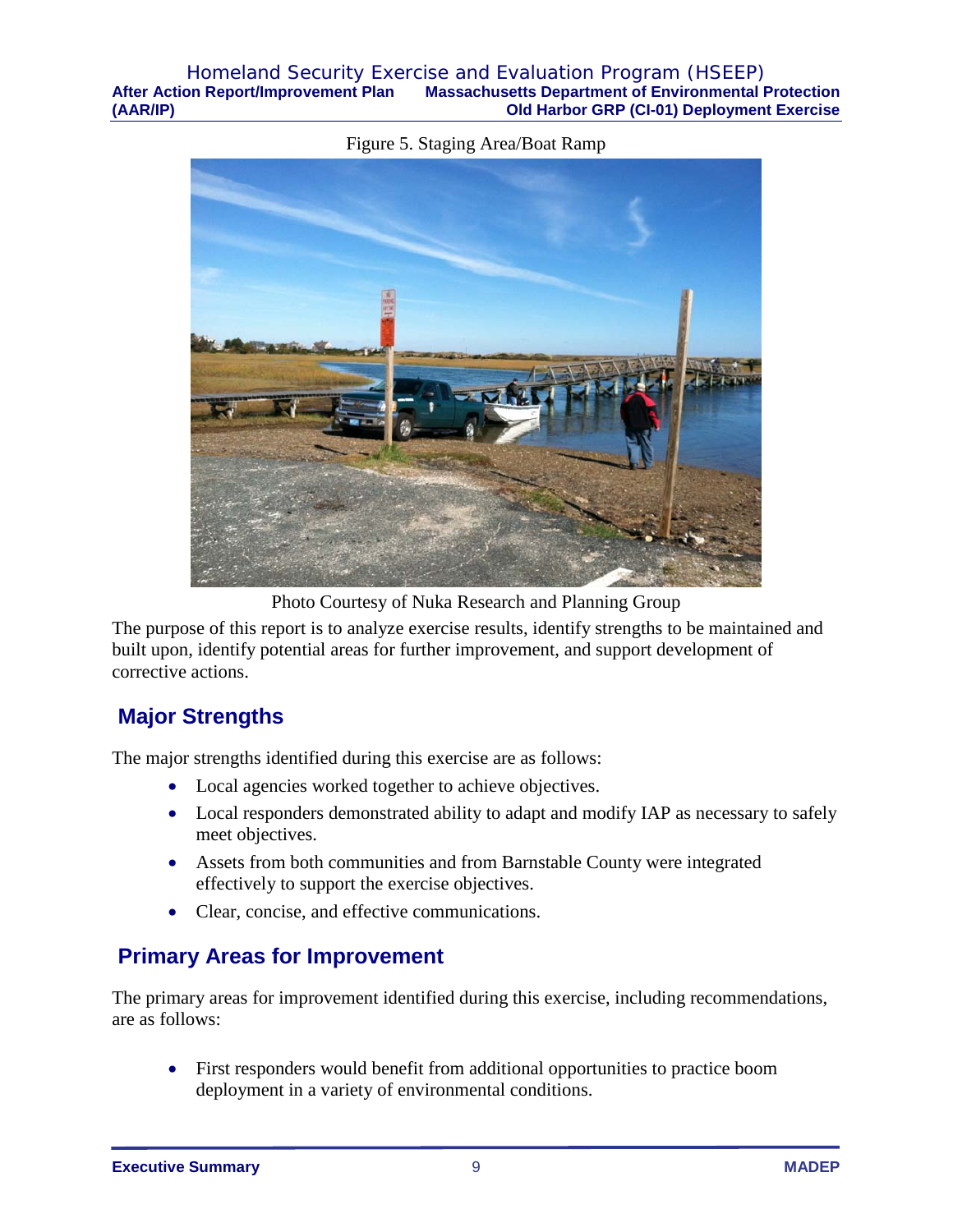Figure 5. Staging Area/Boat Ramp

Photo Courtesy of Nuka Research and Planning Group

The purpose of this report is to analyze exercise results, identify strengths to be maintained and built upon, identify potential areas for further improvement, and support development of corrective actions.

## Major Strengths

The major strengths identified during this exercise are as follows:

- Local agencies worked together to achieve objectives.
- Local responders demonstrated ability to adapt and modify IAP as necessary to safely meet objectives.
- Assets from both communities and from Barnstable County were integrated effectively to support the exercise objectives.
- Clear, concise, and effective communications.

## Primary Areas for Improvement

The primary areas for improvement identified during this exercise, including recommendations, are as follows:

- First responders would benefit from additional opportunities to practice boom deployment in a variety of environmental conditions.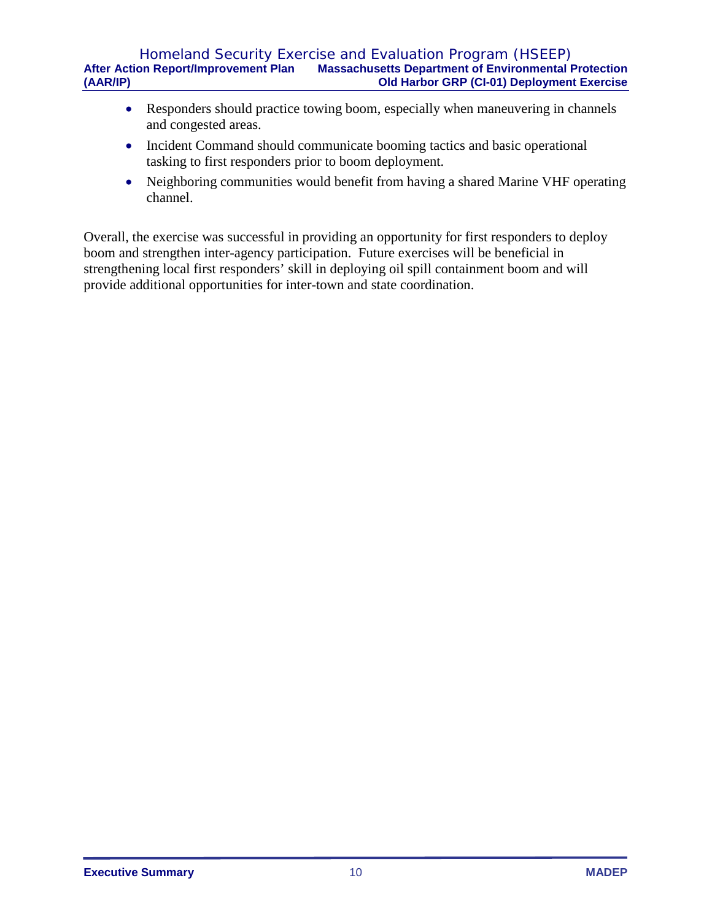- Responders should practice towing boom, especially when maneuvering in channels and congested areas.
- Incident Command should communicate booming tactics and basic operational tasking to first responders prior to boom deployment.
- Neighboring communities would benefit from having a shared Marine VHF operating channel.

Overall, the exercise was successful in providing an opportunity for first responders to deploy boom and strengthen inter-agency participation. Future exercises will be beneficial in strengthening local first responders' skill in deploying oil spill containment boom and will provide additional opportunities for inter-town and state coordination.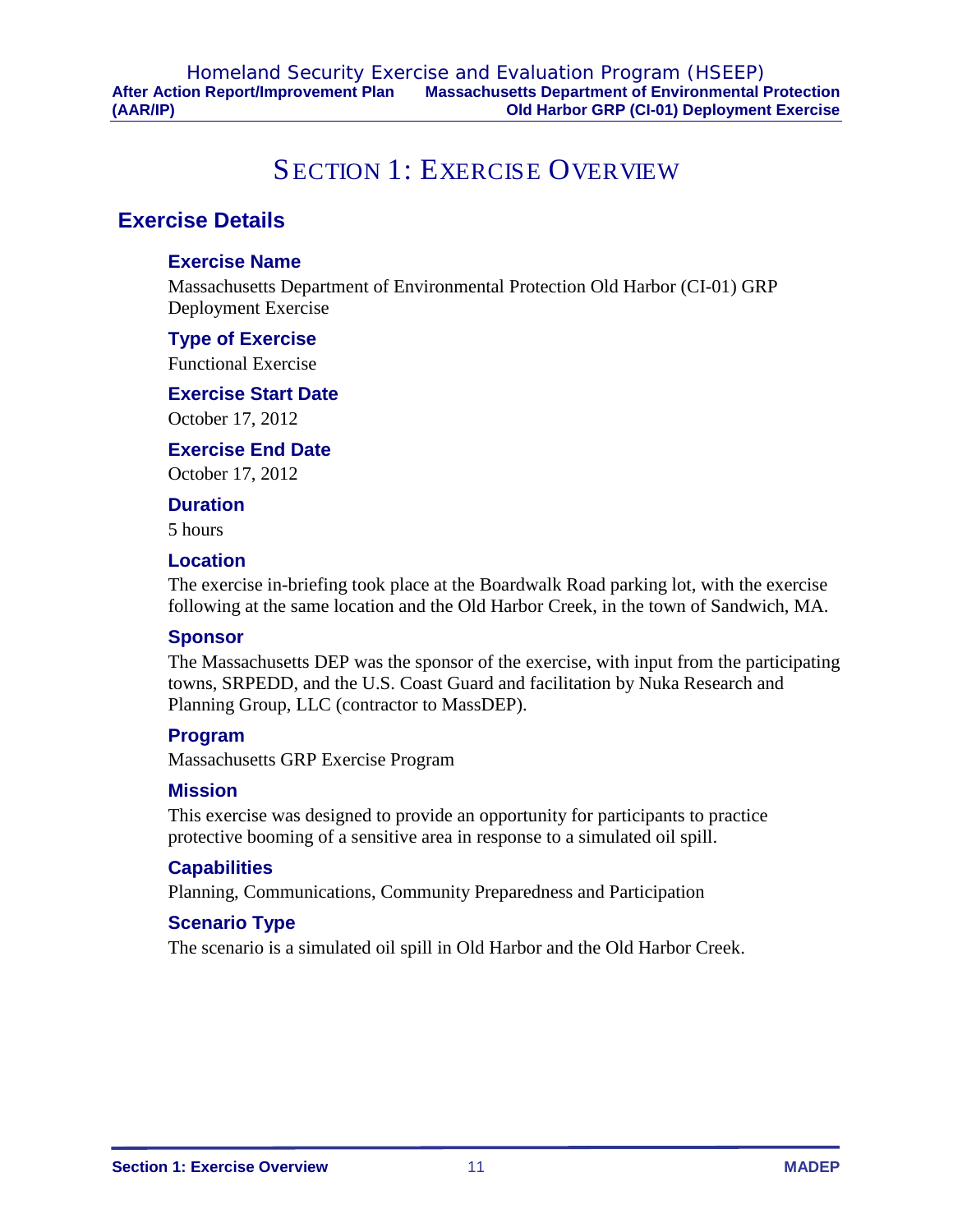# SECTION 1: EXERCISE OVERVIEW

## Exercise Details

### Exercise Name

Massachusetts Department of Environmental Protection Old Harbor (CI-01) GRP Deployment Exercise

### Type of Exercise

Functional Exercise

### Exercise Start Date

October 17, 2012

### Exercise End Date

October 17, 2012

### Duration

5 hours

### Location

The exercise in-briefing took place at the Boardwalk Road parking lot, with the exercise following at the same location and the Old Harbor Creek, in the town of Sandwich, MA.

### Sponsor

The Massachusetts DEP was the sponsor of the exercise, with input from the participating towns, SRPEDD, and the U.S. Coast Guard and facilitation by Nuka Research and Planning Group, LLC (contractor to MassDEP).

### Program

Massachusetts GRP Exercise Program

### Mission

This exercise was designed to provide an opportunity for participants to practice protective booming of a sensitive area in response to a simulated oil spill.

### Capabilities

Planning, Communications, Community Preparedness and Participation

### Scenario Type

The scenario is a simulated oil spill in Old Harbor and the Old Harbor Creek.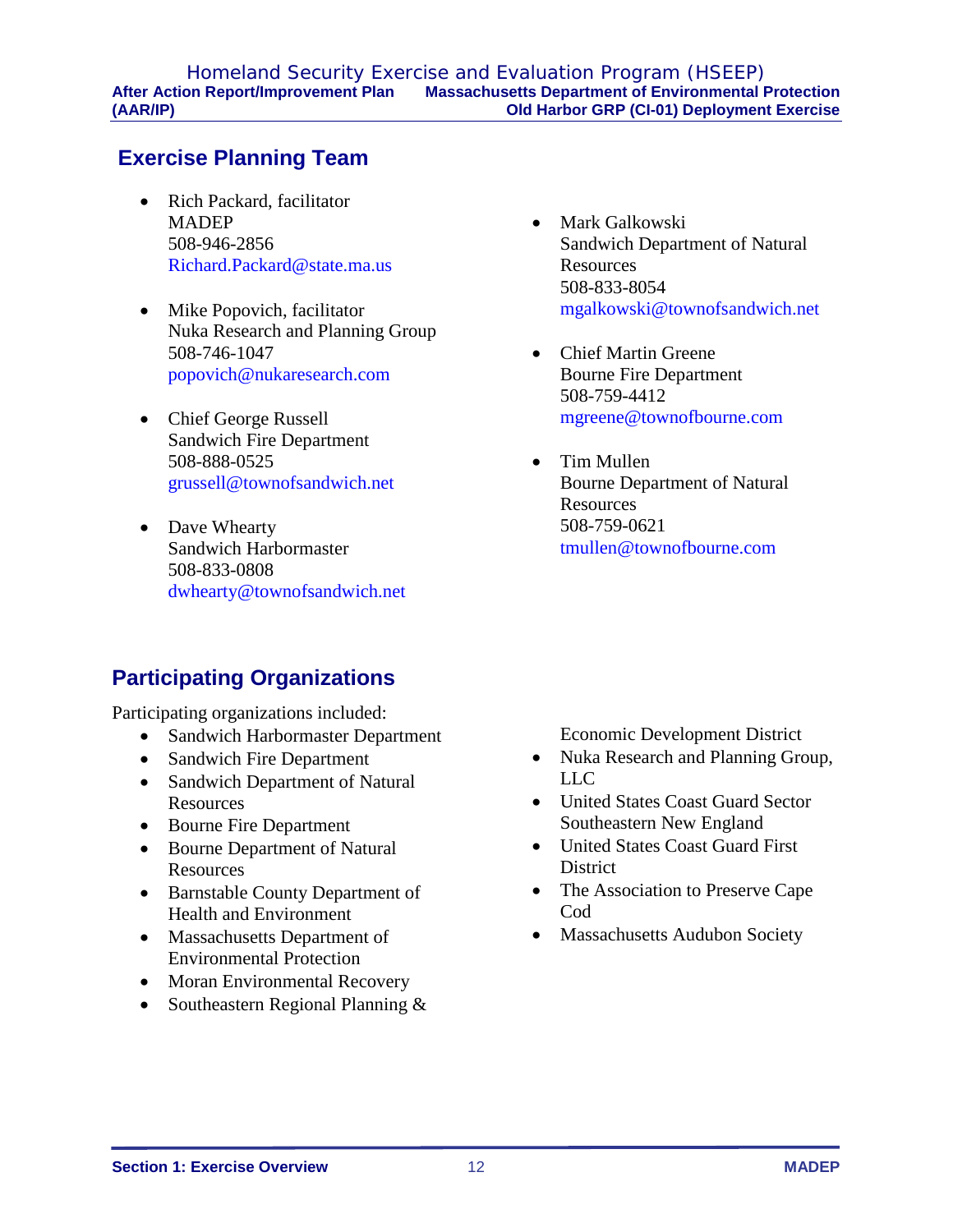## Exercise Planning Team

- Rich Packard, facilitator
  MADEP
  508-946-2856
  Richard.Packard@state.ma.us

- Mike Popovich, facilitator
  Nuka Research and Planning Group
  508-746-1047
  popovich@nukaresearch.com

- Chief George Russell
  Sandwich Fire Department
  508-888-0525
  grussell@townofsandwich.net

- Dave Whearty
  Sandwich Harbormaster
  508-833-0808
  dwhearty@townofsandwich.net

- Mark Galkowski
  Sandwich Department of Natural Resources
  508-833-8054
  mgalkowski@townofsandwich.net

- Chief Martin Greene
  Bourne Fire Department
  508-759-4412
  mgreene@townofbourne.com

- Tim Mullen
  Bourne Department of Natural Resources
  508-759-0621
  tmullen@townofbourne.com

## Participating Organizations

Participating organizations included:

- Sandwich Harbormaster Department
- Sandwich Fire Department
- Sandwich Department of Natural Resources
- Bourne Fire Department
- Bourne Department of Natural Resources
- Barnstable County Department of Health and Environment
- Massachusetts Department of Environmental Protection
- Moran Environmental Recovery
- Southeastern Regional Planning & Economic Development District
- Nuka Research and Planning Group, LLC
- United States Coast Guard Sector Southeastern New England
- United States Coast Guard First District
- The Association to Preserve Cape Cod
- Massachusetts Audubon Society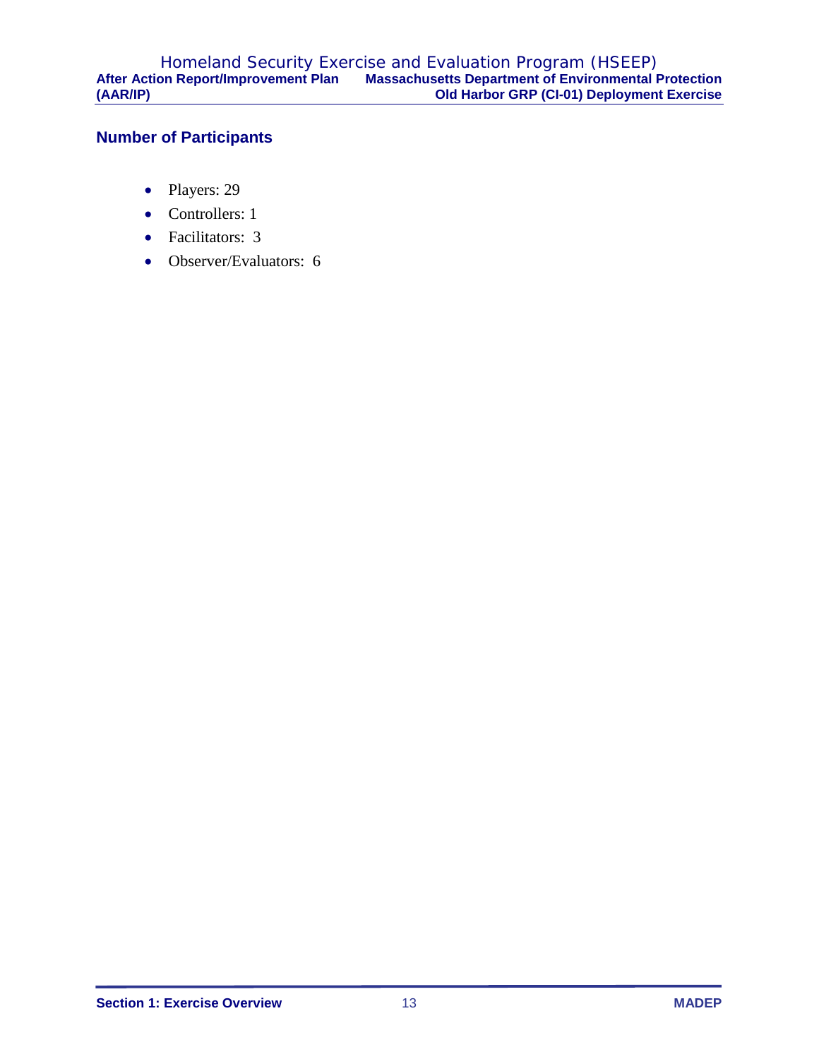## Number of Participants

- Players: 29
- Controllers: 1
- Facilitators: 3
- Observer/Evaluators: 6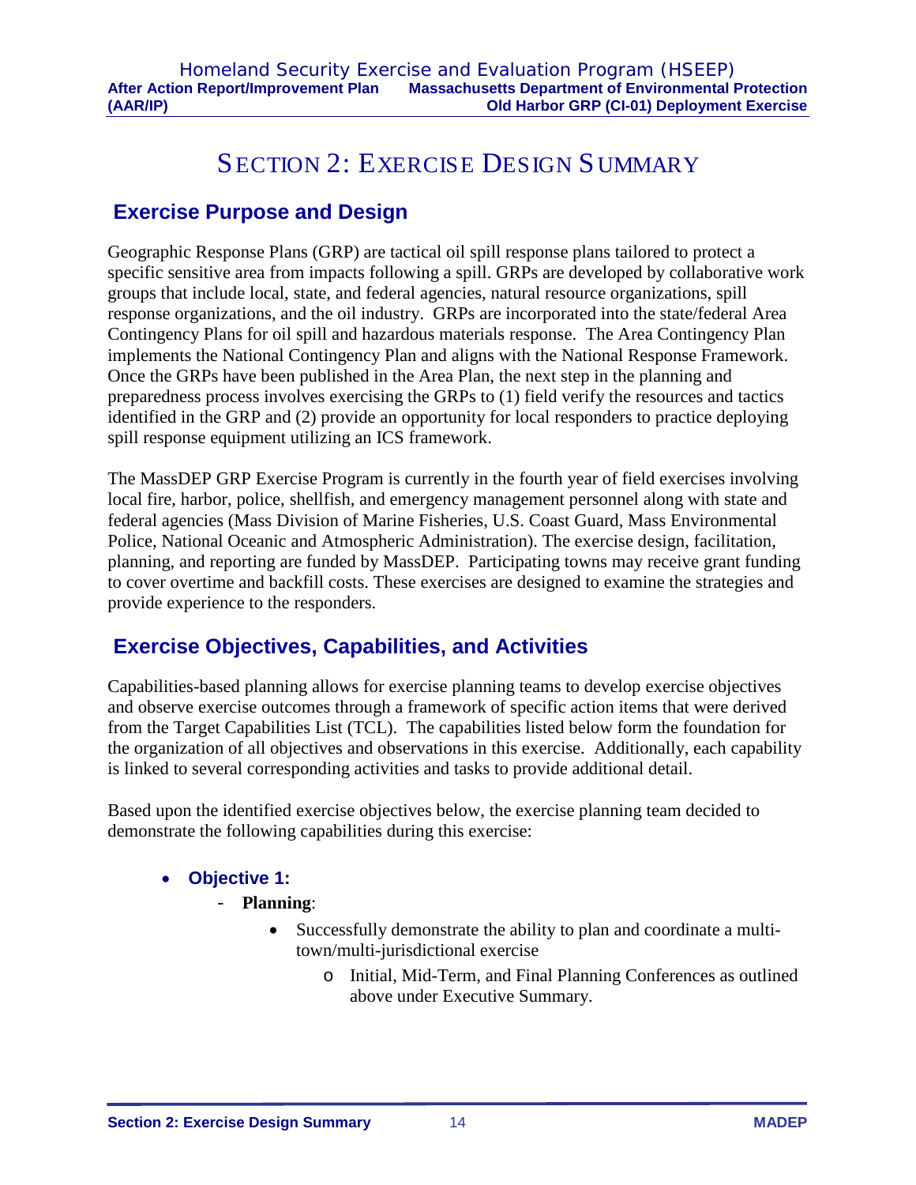# SECTION 2: EXERCISE DESIGN SUMMARY

## Exercise Purpose and Design

Geographic Response Plans (GRP) are tactical oil spill response plans tailored to protect a specific sensitive area from impacts following a spill. GRPs are developed by collaborative work groups that include local, state, and federal agencies, natural resource organizations, spill response organizations, and the oil industry. GRPs are incorporated into the state/federal Area Contingency Plans for oil spill and hazardous materials response. The Area Contingency Plan implements the National Contingency Plan and aligns with the National Response Framework. Once the GRPs have been published in the Area Plan, the next step in the planning and preparedness process involves exercising the GRPs to (1) field verify the resources and tactics identified in the GRP and (2) provide an opportunity for local responders to practice deploying spill response equipment utilizing an ICS framework.

The MassDEP GRP Exercise Program is currently in the fourth year of field exercises involving local fire, harbor, police, shellfish, and emergency management personnel along with state and federal agencies (Mass Division of Marine Fisheries, U.S. Coast Guard, Mass Environmental Police, National Oceanic and Atmospheric Administration). The exercise design, facilitation, planning, and reporting are funded by MassDEP. Participating towns may receive grant funding to cover overtime and backfill costs. These exercises are designed to examine the strategies and provide experience to the responders.

## Exercise Objectives, Capabilities, and Activities

Capabilities-based planning allows for exercise planning teams to develop exercise objectives and observe exercise outcomes through a framework of specific action items that were derived from the Target Capabilities List (TCL). The capabilities listed below form the foundation for the organization of all objectives and observations in this exercise. Additionally, each capability is linked to several corresponding activities and tasks to provide additional detail.

Based upon the identified exercise objectives below, the exercise planning team decided to demonstrate the following capabilities during this exercise:

- **Objective 1:**
  - **Planning**:
    - Successfully demonstrate the ability to plan and coordinate a multi-town/multi-jurisdictional exercise
      - Initial, Mid-Term, and Final Planning Conferences as outlined above under Executive Summary.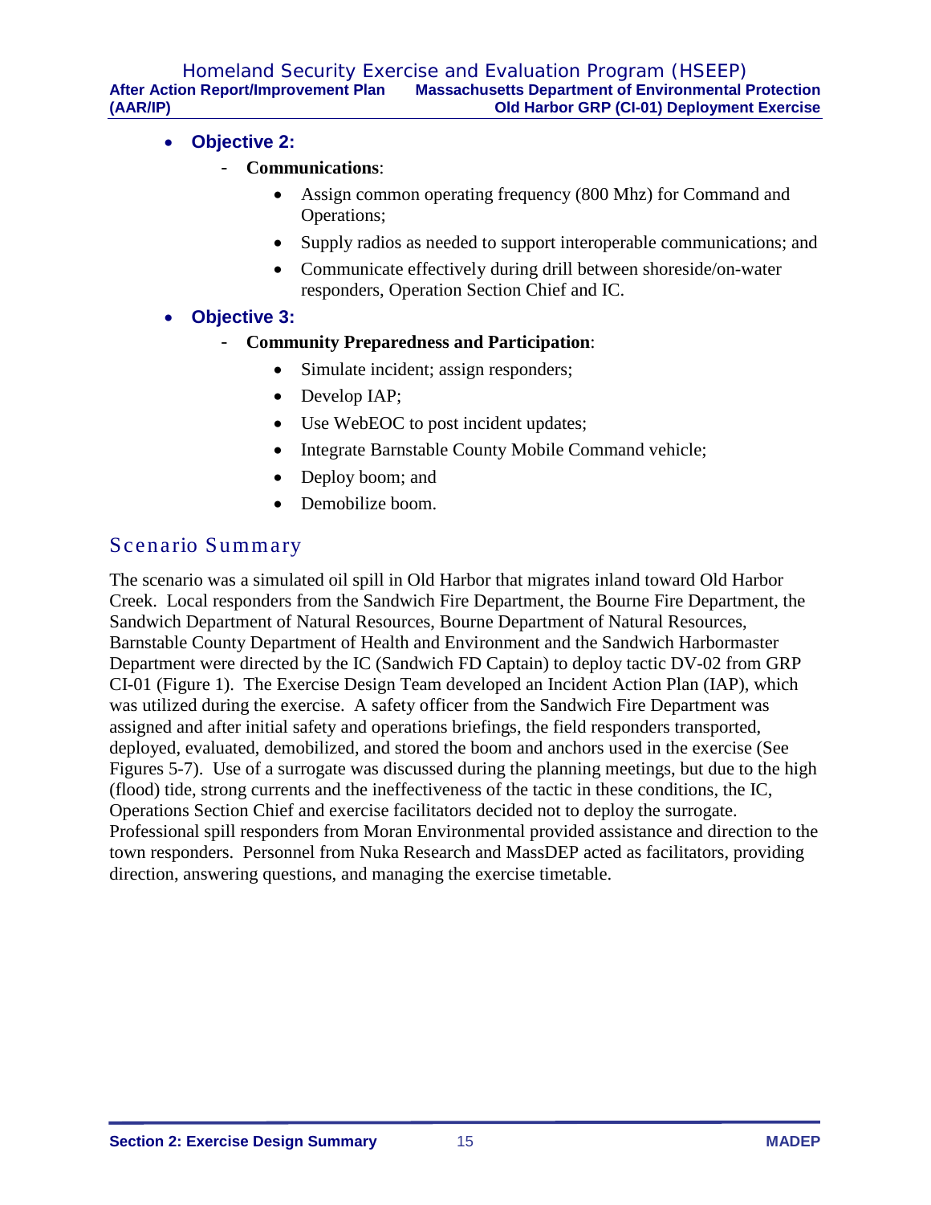- **Objective 2:**
  - **Communications**:
    - Assign common operating frequency (800 Mhz) for Command and Operations;
    - Supply radios as needed to support interoperable communications; and
    - Communicate effectively during drill between shoreside/on-water responders, Operation Section Chief and IC.
- **Objective 3:**
  - **Community Preparedness and Participation**:
    - Simulate incident; assign responders;
    - Develop IAP;
    - Use WebEOC to post incident updates;
    - Integrate Barnstable County Mobile Command vehicle;
    - Deploy boom; and
    - Demobilize boom.

## Scenario Summary

The scenario was a simulated oil spill in Old Harbor that migrates inland toward Old Harbor Creek. Local responders from the Sandwich Fire Department, the Bourne Fire Department, the Sandwich Department of Natural Resources, Bourne Department of Natural Resources, Barnstable County Department of Health and Environment and the Sandwich Harbormaster Department were directed by the IC (Sandwich FD Captain) to deploy tactic DV-02 from GRP CI-01 (Figure 1). The Exercise Design Team developed an Incident Action Plan (IAP), which was utilized during the exercise. A safety officer from the Sandwich Fire Department was assigned and after initial safety and operations briefings, the field responders transported, deployed, evaluated, demobilized, and stored the boom and anchors used in the exercise (See Figures 5-7). Use of a surrogate was discussed during the planning meetings, but due to the high (flood) tide, strong currents and the ineffectiveness of the tactic in these conditions, the IC, Operations Section Chief and exercise facilitators decided not to deploy the surrogate. Professional spill responders from Moran Environmental provided assistance and direction to the town responders. Personnel from Nuka Research and MassDEP acted as facilitators, providing direction, answering questions, and managing the exercise timetable.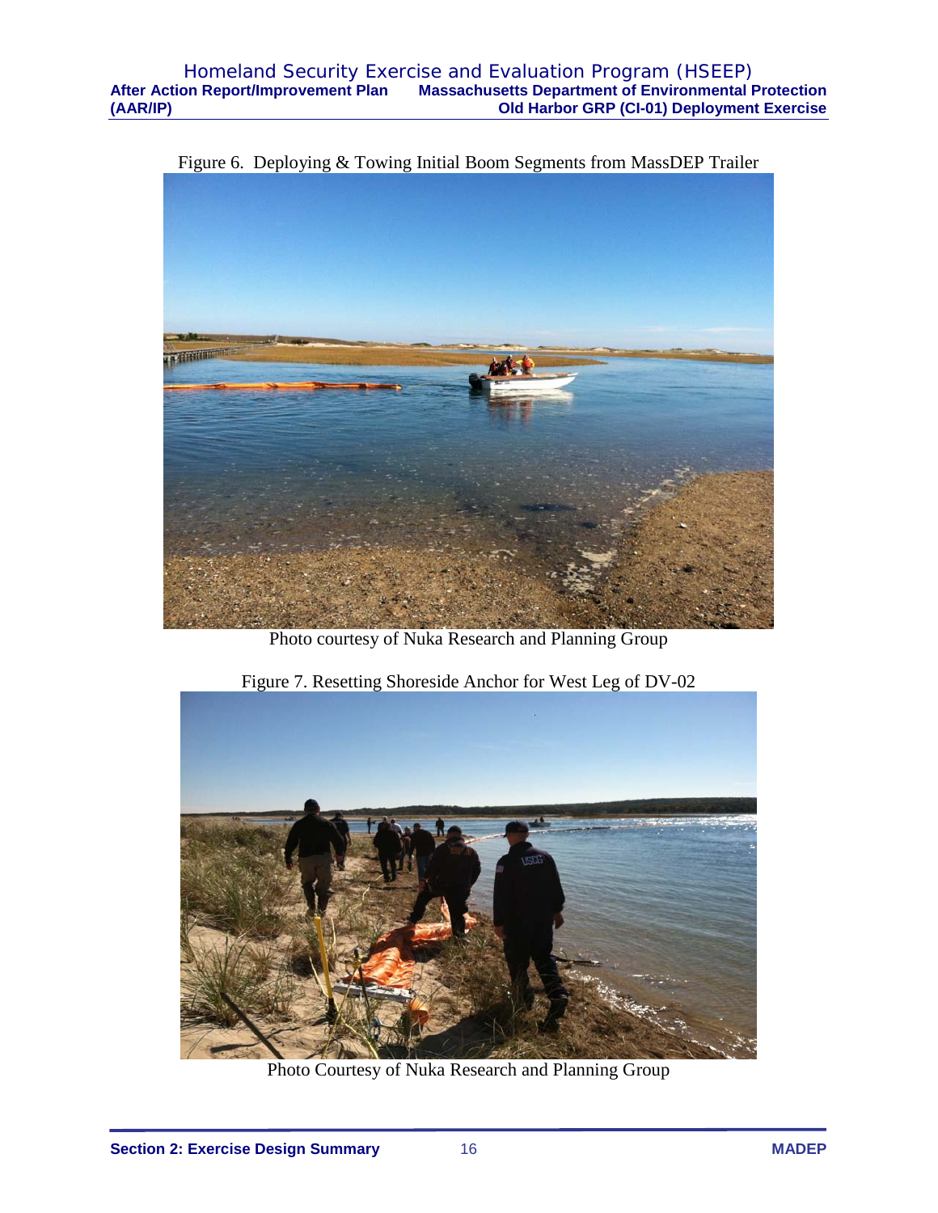Figure 6. Deploying & Towing Initial Boom Segments from MassDEP Trailer

Photo courtesy of Nuka Research and Planning Group

Figure 7. Resetting Shoreside Anchor for West Leg of DV-02

Photo Courtesy of Nuka Research and Planning Group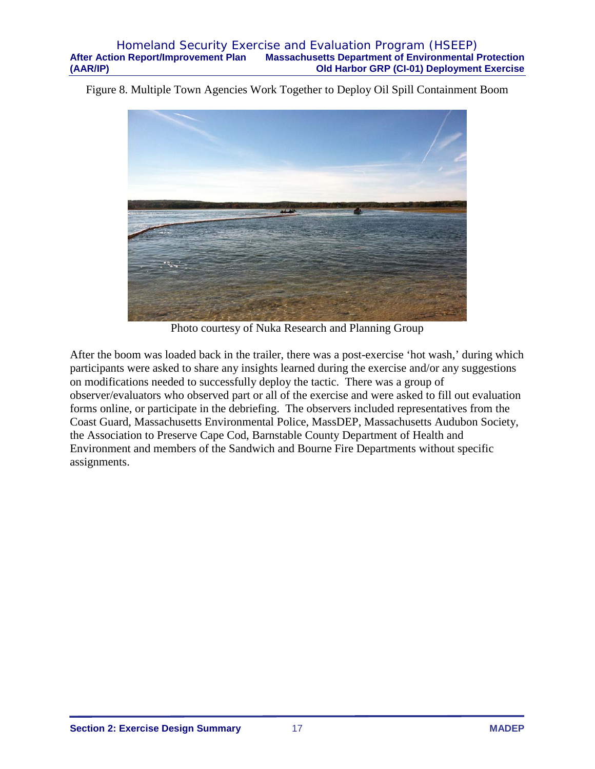Figure 8. Multiple Town Agencies Work Together to Deploy Oil Spill Containment Boom

Photo courtesy of Nuka Research and Planning Group

After the boom was loaded back in the trailer, there was a post-exercise 'hot wash,' during which participants were asked to share any insights learned during the exercise and/or any suggestions on modifications needed to successfully deploy the tactic. There was a group of observer/evaluators who observed part or all of the exercise and were asked to fill out evaluation forms online, or participate in the debriefing. The observers included representatives from the Coast Guard, Massachusetts Environmental Police, MassDEP, Massachusetts Audubon Society, the Association to Preserve Cape Cod, Barnstable County Department of Health and Environment and members of the Sandwich and Bourne Fire Departments without specific assignments.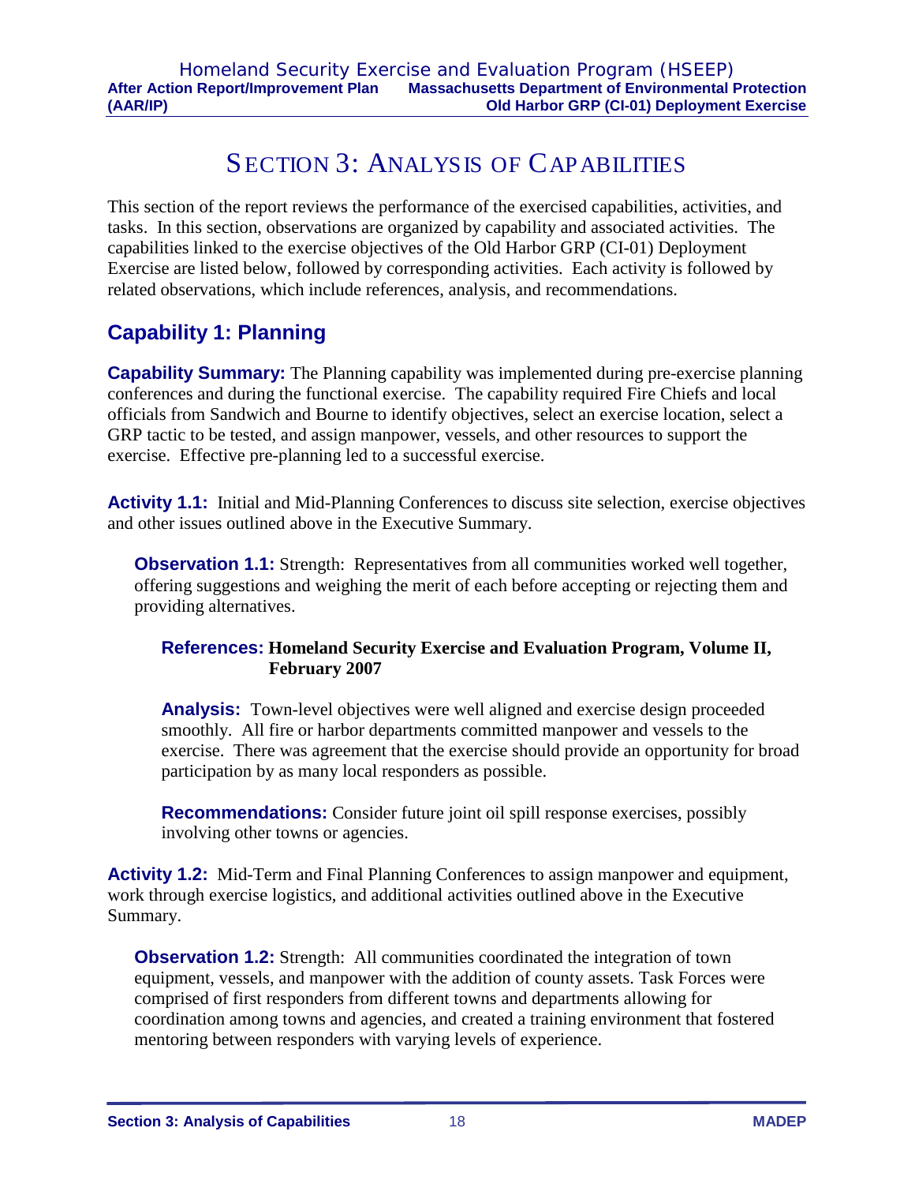# Section 3: Analysis of Capabilities

This section of the report reviews the performance of the exercised capabilities, activities, and tasks. In this section, observations are organized by capability and associated activities. The capabilities linked to the exercise objectives of the Old Harbor GRP (CI-01) Deployment Exercise are listed below, followed by corresponding activities. Each activity is followed by related observations, which include references, analysis, and recommendations.

## Capability 1: Planning

**Capability Summary:** The Planning capability was implemented during pre-exercise planning conferences and during the functional exercise. The capability required Fire Chiefs and local officials from Sandwich and Bourne to identify objectives, select an exercise location, select a GRP tactic to be tested, and assign manpower, vessels, and other resources to support the exercise. Effective pre-planning led to a successful exercise.

**Activity 1.1:** Initial and Mid-Planning Conferences to discuss site selection, exercise objectives and other issues outlined above in the Executive Summary.

**Observation 1.1:** Strength: Representatives from all communities worked well together, offering suggestions and weighing the merit of each before accepting or rejecting them and providing alternatives.

**References:** **Homeland Security Exercise and Evaluation Program, Volume II, February 2007**

**Analysis:** Town-level objectives were well aligned and exercise design proceeded smoothly. All fire or harbor departments committed manpower and vessels to the exercise. There was agreement that the exercise should provide an opportunity for broad participation by as many local responders as possible.

**Recommendations:** Consider future joint oil spill response exercises, possibly involving other towns or agencies.

**Activity 1.2:** Mid-Term and Final Planning Conferences to assign manpower and equipment, work through exercise logistics, and additional activities outlined above in the Executive Summary.

**Observation 1.2:** Strength: All communities coordinated the integration of town equipment, vessels, and manpower with the addition of county assets. Task Forces were comprised of first responders from different towns and departments allowing for coordination among towns and agencies, and created a training environment that fostered mentoring between responders with varying levels of experience.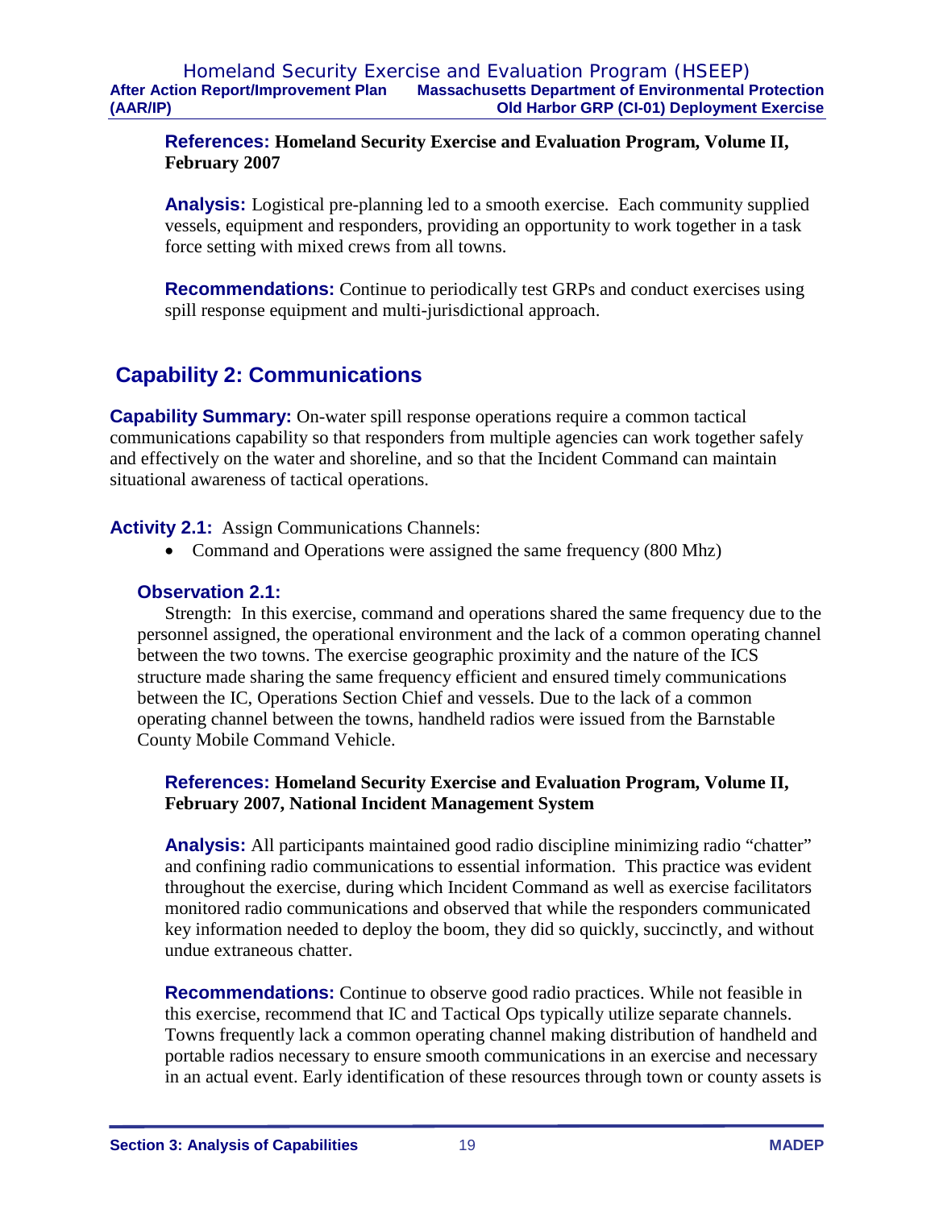**References:** **Homeland Security Exercise and Evaluation Program, Volume II, February 2007**

**Analysis:** Logistical pre-planning led to a smooth exercise. Each community supplied vessels, equipment and responders, providing an opportunity to work together in a task force setting with mixed crews from all towns.

**Recommendations:** Continue to periodically test GRPs and conduct exercises using spill response equipment and multi-jurisdictional approach.

## Capability 2: Communications

**Capability Summary:** On-water spill response operations require a common tactical communications capability so that responders from multiple agencies can work together safely and effectively on the water and shoreline, and so that the Incident Command can maintain situational awareness of tactical operations.

**Activity 2.1:** Assign Communications Channels:

- Command and Operations were assigned the same frequency (800 Mhz)

### Observation 2.1:

Strength: In this exercise, command and operations shared the same frequency due to the personnel assigned, the operational environment and the lack of a common operating channel between the two towns. The exercise geographic proximity and the nature of the ICS structure made sharing the same frequency efficient and ensured timely communications between the IC, Operations Section Chief and vessels. Due to the lack of a common operating channel between the towns, handheld radios were issued from the Barnstable County Mobile Command Vehicle.

**References:** **Homeland Security Exercise and Evaluation Program, Volume II, February 2007, National Incident Management System**

**Analysis:** All participants maintained good radio discipline minimizing radio "chatter" and confining radio communications to essential information. This practice was evident throughout the exercise, during which Incident Command as well as exercise facilitators monitored radio communications and observed that while the responders communicated key information needed to deploy the boom, they did so quickly, succinctly, and without undue extraneous chatter.

**Recommendations:** Continue to observe good radio practices. While not feasible in this exercise, recommend that IC and Tactical Ops typically utilize separate channels. Towns frequently lack a common operating channel making distribution of handheld and portable radios necessary to ensure smooth communications in an exercise and necessary in an actual event. Early identification of these resources through town or county assets is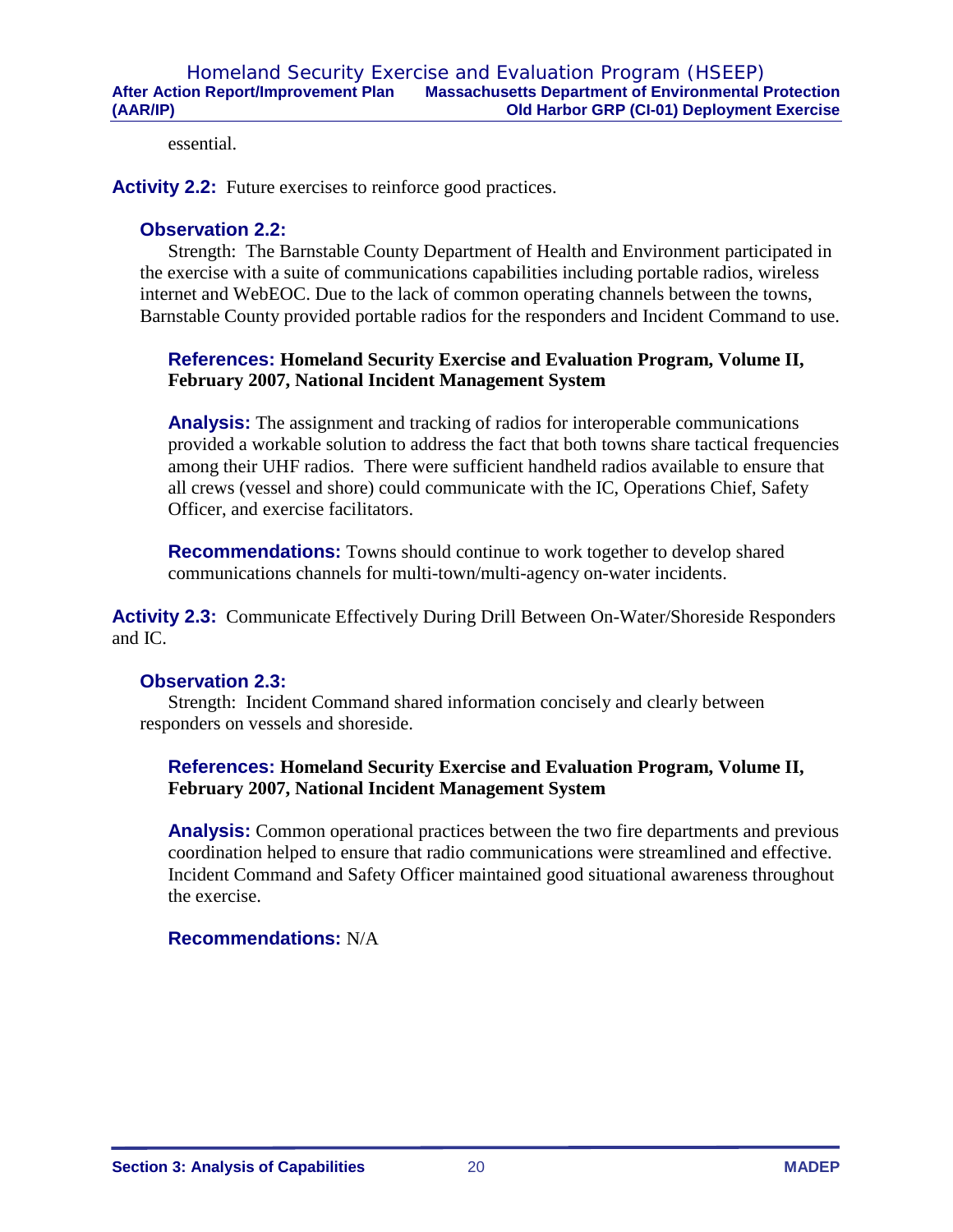essential.

**Activity 2.2:** Future exercises to reinforce good practices.

### Observation 2.2:

Strength: The Barnstable County Department of Health and Environment participated in the exercise with a suite of communications capabilities including portable radios, wireless internet and WebEOC. Due to the lack of common operating channels between the towns, Barnstable County provided portable radios for the responders and Incident Command to use.

**References:** **Homeland Security Exercise and Evaluation Program, Volume II, February 2007, National Incident Management System**

**Analysis:** The assignment and tracking of radios for interoperable communications provided a workable solution to address the fact that both towns share tactical frequencies among their UHF radios. There were sufficient handheld radios available to ensure that all crews (vessel and shore) could communicate with the IC, Operations Chief, Safety Officer, and exercise facilitators.

**Recommendations:** Towns should continue to work together to develop shared communications channels for multi-town/multi-agency on-water incidents.

**Activity 2.3:** Communicate Effectively During Drill Between On-Water/Shoreside Responders and IC.

### Observation 2.3:

Strength: Incident Command shared information concisely and clearly between responders on vessels and shoreside.

**References:** **Homeland Security Exercise and Evaluation Program, Volume II, February 2007, National Incident Management System**

**Analysis:** Common operational practices between the two fire departments and previous coordination helped to ensure that radio communications were streamlined and effective. Incident Command and Safety Officer maintained good situational awareness throughout the exercise.

**Recommendations:** N/A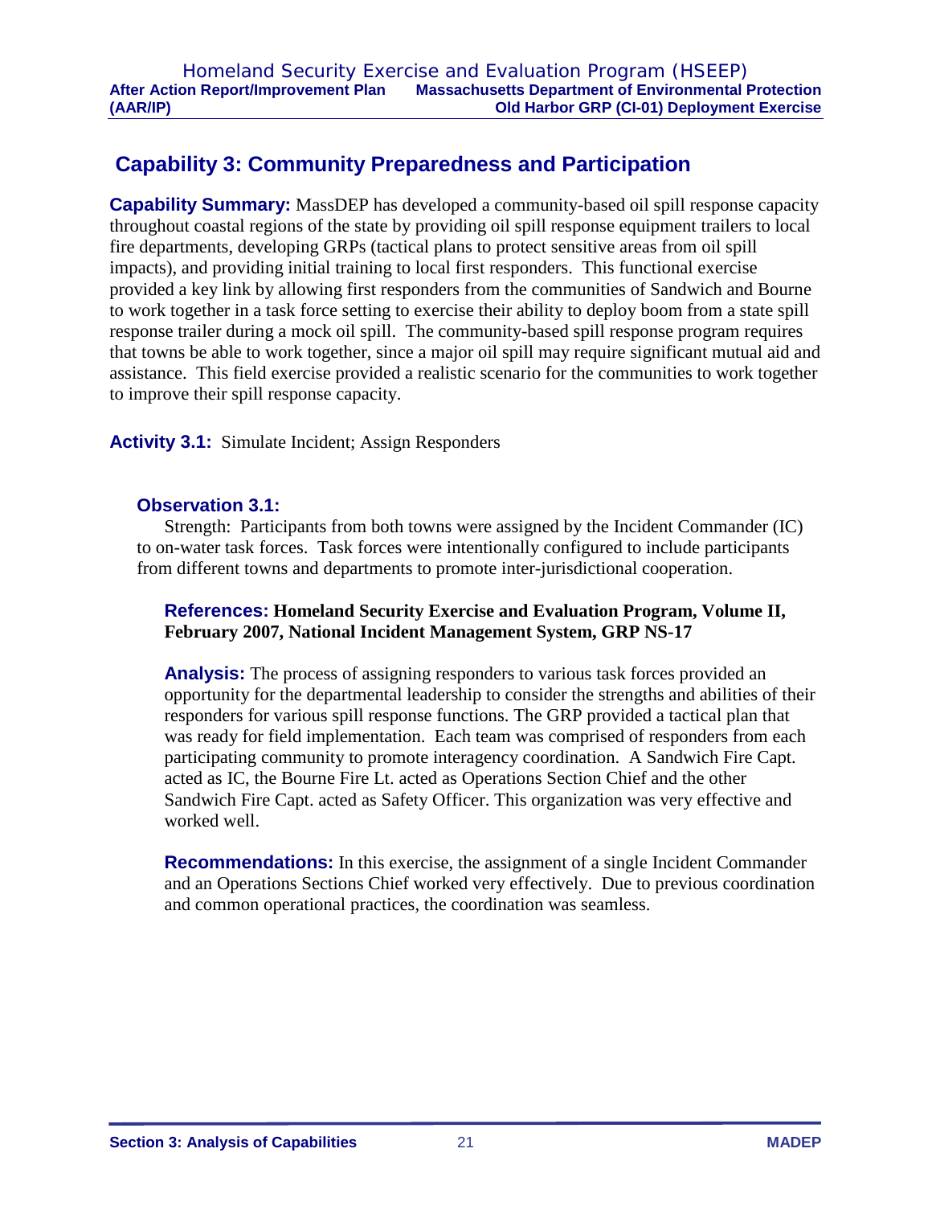## Capability 3: Community Preparedness and Participation

**Capability Summary:** MassDEP has developed a community-based oil spill response capacity throughout coastal regions of the state by providing oil spill response equipment trailers to local fire departments, developing GRPs (tactical plans to protect sensitive areas from oil spill impacts), and providing initial training to local first responders. This functional exercise provided a key link by allowing first responders from the communities of Sandwich and Bourne to work together in a task force setting to exercise their ability to deploy boom from a state spill response trailer during a mock oil spill. The community-based spill response program requires that towns be able to work together, since a major oil spill may require significant mutual aid and assistance. This field exercise provided a realistic scenario for the communities to work together to improve their spill response capacity.

**Activity 3.1:** Simulate Incident; Assign Responders

### Observation 3.1:

Strength: Participants from both towns were assigned by the Incident Commander (IC) to on-water task forces. Task forces were intentionally configured to include participants from different towns and departments to promote inter-jurisdictional cooperation.

**References: Homeland Security Exercise and Evaluation Program, Volume II, February 2007, National Incident Management System, GRP NS-17**

**Analysis:** The process of assigning responders to various task forces provided an opportunity for the departmental leadership to consider the strengths and abilities of their responders for various spill response functions. The GRP provided a tactical plan that was ready for field implementation. Each team was comprised of responders from each participating community to promote interagency coordination. A Sandwich Fire Capt. acted as IC, the Bourne Fire Lt. acted as Operations Section Chief and the other Sandwich Fire Capt. acted as Safety Officer. This organization was very effective and worked well.

**Recommendations:** In this exercise, the assignment of a single Incident Commander and an Operations Sections Chief worked very effectively. Due to previous coordination and common operational practices, the coordination was seamless.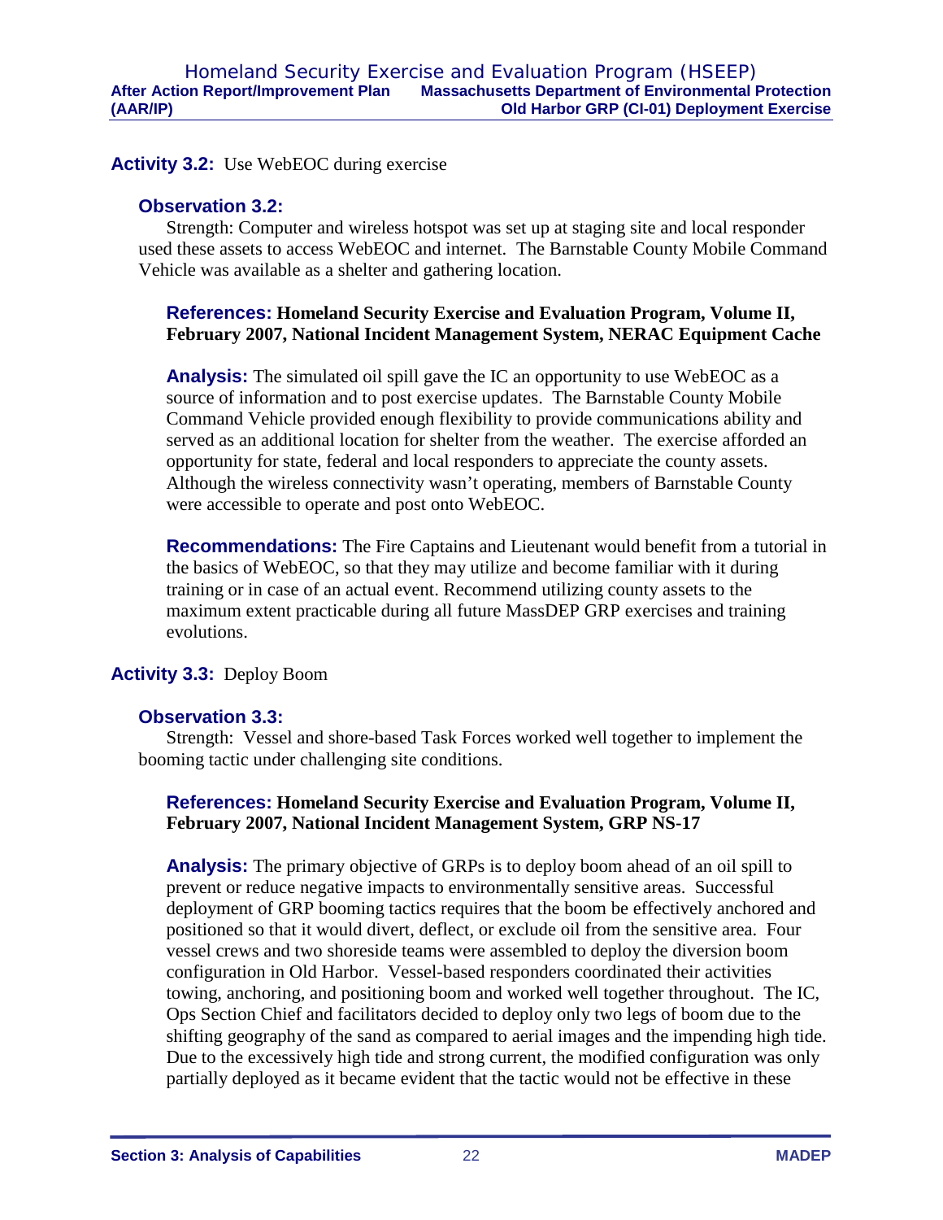**Activity 3.2:** Use WebEOC during exercise

### Observation 3.2:

Strength: Computer and wireless hotspot was set up at staging site and local responder used these assets to access WebEOC and internet. The Barnstable County Mobile Command Vehicle was available as a shelter and gathering location.

**References: Homeland Security Exercise and Evaluation Program, Volume II, February 2007, National Incident Management System, NERAC Equipment Cache**

**Analysis:** The simulated oil spill gave the IC an opportunity to use WebEOC as a source of information and to post exercise updates. The Barnstable County Mobile Command Vehicle provided enough flexibility to provide communications ability and served as an additional location for shelter from the weather. The exercise afforded an opportunity for state, federal and local responders to appreciate the county assets. Although the wireless connectivity wasn't operating, members of Barnstable County were accessible to operate and post onto WebEOC.

**Recommendations:** The Fire Captains and Lieutenant would benefit from a tutorial in the basics of WebEOC, so that they may utilize and become familiar with it during training or in case of an actual event. Recommend utilizing county assets to the maximum extent practicable during all future MassDEP GRP exercises and training evolutions.

**Activity 3.3:** Deploy Boom

### Observation 3.3:

Strength: Vessel and shore-based Task Forces worked well together to implement the booming tactic under challenging site conditions.

**References: Homeland Security Exercise and Evaluation Program, Volume II, February 2007, National Incident Management System, GRP NS-17**

**Analysis:** The primary objective of GRPs is to deploy boom ahead of an oil spill to prevent or reduce negative impacts to environmentally sensitive areas. Successful deployment of GRP booming tactics requires that the boom be effectively anchored and positioned so that it would divert, deflect, or exclude oil from the sensitive area. Four vessel crews and two shoreside teams were assembled to deploy the diversion boom configuration in Old Harbor. Vessel-based responders coordinated their activities towing, anchoring, and positioning boom and worked well together throughout. The IC, Ops Section Chief and facilitators decided to deploy only two legs of boom due to the shifting geography of the sand as compared to aerial images and the impending high tide. Due to the excessively high tide and strong current, the modified configuration was only partially deployed as it became evident that the tactic would not be effective in these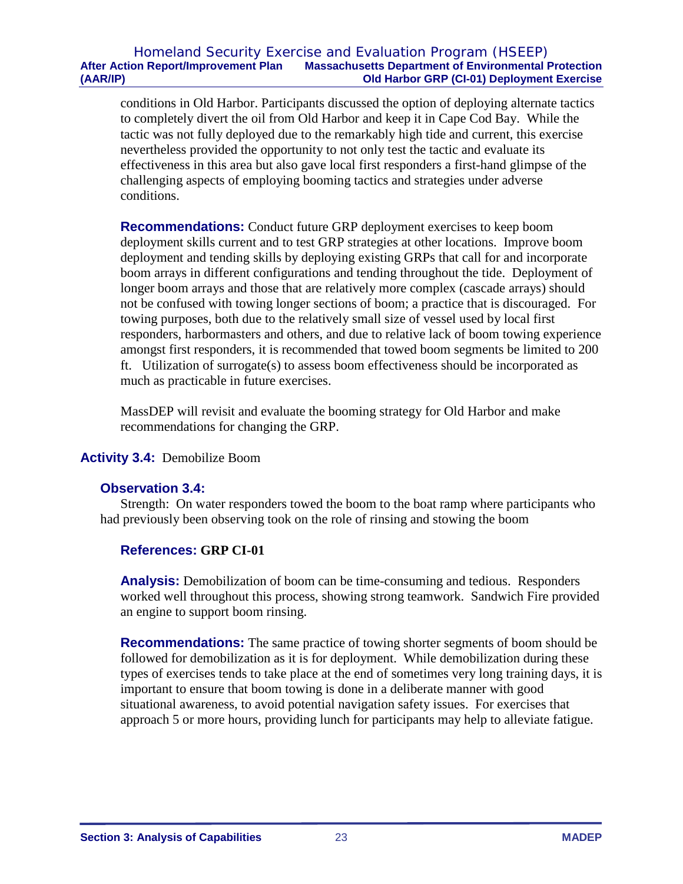conditions in Old Harbor. Participants discussed the option of deploying alternate tactics to completely divert the oil from Old Harbor and keep it in Cape Cod Bay. While the tactic was not fully deployed due to the remarkably high tide and current, this exercise nevertheless provided the opportunity to not only test the tactic and evaluate its effectiveness in this area but also gave local first responders a first-hand glimpse of the challenging aspects of employing booming tactics and strategies under adverse conditions.

**Recommendations:** Conduct future GRP deployment exercises to keep boom deployment skills current and to test GRP strategies at other locations. Improve boom deployment and tending skills by deploying existing GRPs that call for and incorporate boom arrays in different configurations and tending throughout the tide. Deployment of longer boom arrays and those that are relatively more complex (cascade arrays) should not be confused with towing longer sections of boom; a practice that is discouraged. For towing purposes, both due to the relatively small size of vessel used by local first responders, harbormasters and others, and due to relative lack of boom towing experience amongst first responders, it is recommended that towed boom segments be limited to 200 ft. Utilization of surrogate(s) to assess boom effectiveness should be incorporated as much as practicable in future exercises.

MassDEP will revisit and evaluate the booming strategy for Old Harbor and make recommendations for changing the GRP.

### Activity 3.4: Demobilize Boom

#### Observation 3.4:

Strength: On water responders towed the boom to the boat ramp where participants who had previously been observing took on the role of rinsing and stowing the boom

**References: GRP CI-01**

**Analysis:** Demobilization of boom can be time-consuming and tedious. Responders worked well throughout this process, showing strong teamwork. Sandwich Fire provided an engine to support boom rinsing.

**Recommendations:** The same practice of towing shorter segments of boom should be followed for demobilization as it is for deployment. While demobilization during these types of exercises tends to take place at the end of sometimes very long training days, it is important to ensure that boom towing is done in a deliberate manner with good situational awareness, to avoid potential navigation safety issues. For exercises that approach 5 or more hours, providing lunch for participants may help to alleviate fatigue.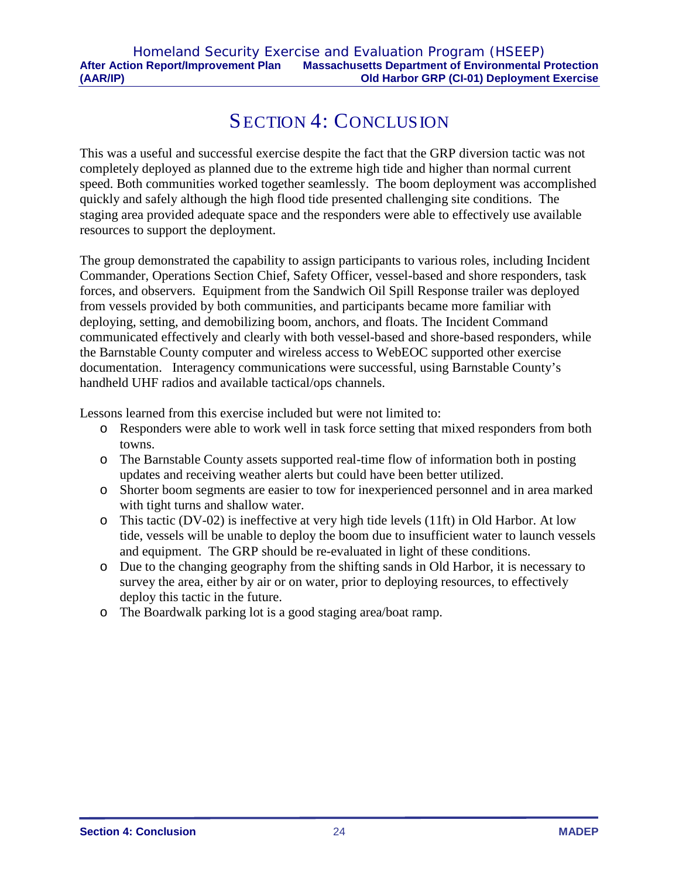# SECTION 4: CONCLUSION

This was a useful and successful exercise despite the fact that the GRP diversion tactic was not completely deployed as planned due to the extreme high tide and higher than normal current speed. Both communities worked together seamlessly. The boom deployment was accomplished quickly and safely although the high flood tide presented challenging site conditions. The staging area provided adequate space and the responders were able to effectively use available resources to support the deployment.

The group demonstrated the capability to assign participants to various roles, including Incident Commander, Operations Section Chief, Safety Officer, vessel-based and shore responders, task forces, and observers. Equipment from the Sandwich Oil Spill Response trailer was deployed from vessels provided by both communities, and participants became more familiar with deploying, setting, and demobilizing boom, anchors, and floats. The Incident Command communicated effectively and clearly with both vessel-based and shore-based responders, while the Barnstable County computer and wireless access to WebEOC supported other exercise documentation. Interagency communications were successful, using Barnstable County's handheld UHF radios and available tactical/ops channels.

Lessons learned from this exercise included but were not limited to:

- Responders were able to work well in task force setting that mixed responders from both towns.
- The Barnstable County assets supported real-time flow of information both in posting updates and receiving weather alerts but could have been better utilized.
- Shorter boom segments are easier to tow for inexperienced personnel and in area marked with tight turns and shallow water.
- This tactic (DV-02) is ineffective at very high tide levels (11ft) in Old Harbor. At low tide, vessels will be unable to deploy the boom due to insufficient water to launch vessels and equipment. The GRP should be re-evaluated in light of these conditions.
- Due to the changing geography from the shifting sands in Old Harbor, it is necessary to survey the area, either by air or on water, prior to deploying resources, to effectively deploy this tactic in the future.
- The Boardwalk parking lot is a good staging area/boat ramp.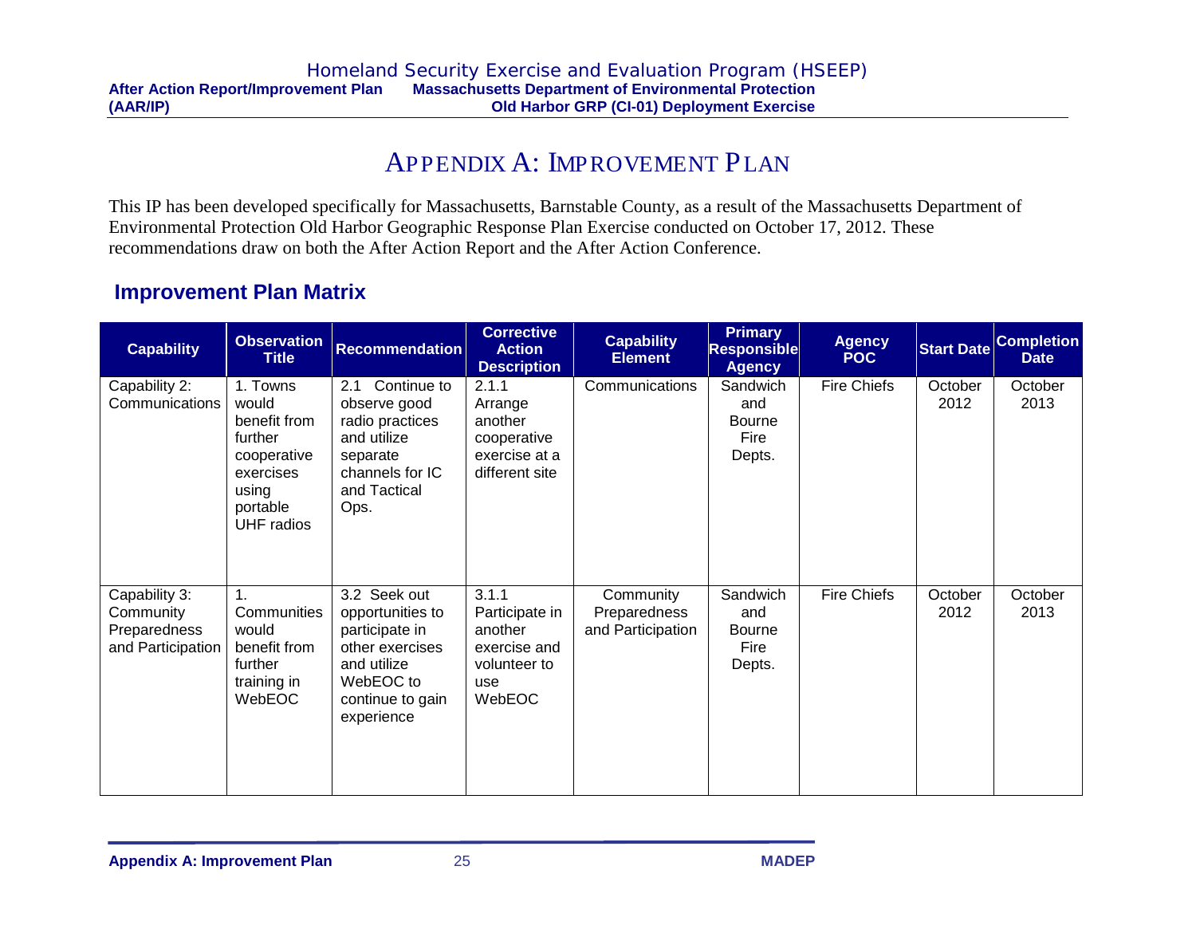# APPENDIX A: IMPROVEMENT PLAN

This IP has been developed specifically for Massachusetts, Barnstable County, as a result of the Massachusetts Department of Environmental Protection Old Harbor Geographic Response Plan Exercise conducted on October 17, 2012. These recommendations draw on both the After Action Report and the After Action Conference.

## Improvement Plan Matrix

| Capability | Observation Title | Recommendation | Corrective Action Description | Capability Element | Primary Responsible Agency | Agency POC | Start Date | Completion Date |
|---|---|---|---|---|---|---|---|---|
| Capability 2: Communications | 1. Towns would benefit from further cooperative exercises using portable UHF radios | 2.1 Continue to observe good radio practices and utilize separate channels for IC and Tactical Ops. | 2.1.1 Arrange another cooperative exercise at a different site | Communications | Sandwich and Bourne Fire Depts. | Fire Chiefs | October 2012 | October 2013 |
| Capability 3: Community Preparedness and Participation | 1. Communities would benefit from further training in WebEOC | 3.2 Seek out opportunities to participate in other exercises and utilize WebEOC to continue to gain experience | 3.1.1 Participate in another exercise and volunteer to use WebEOC | Community Preparedness and Participation | Sandwich and Bourne Fire Depts. | Fire Chiefs | October 2012 | October 2013 |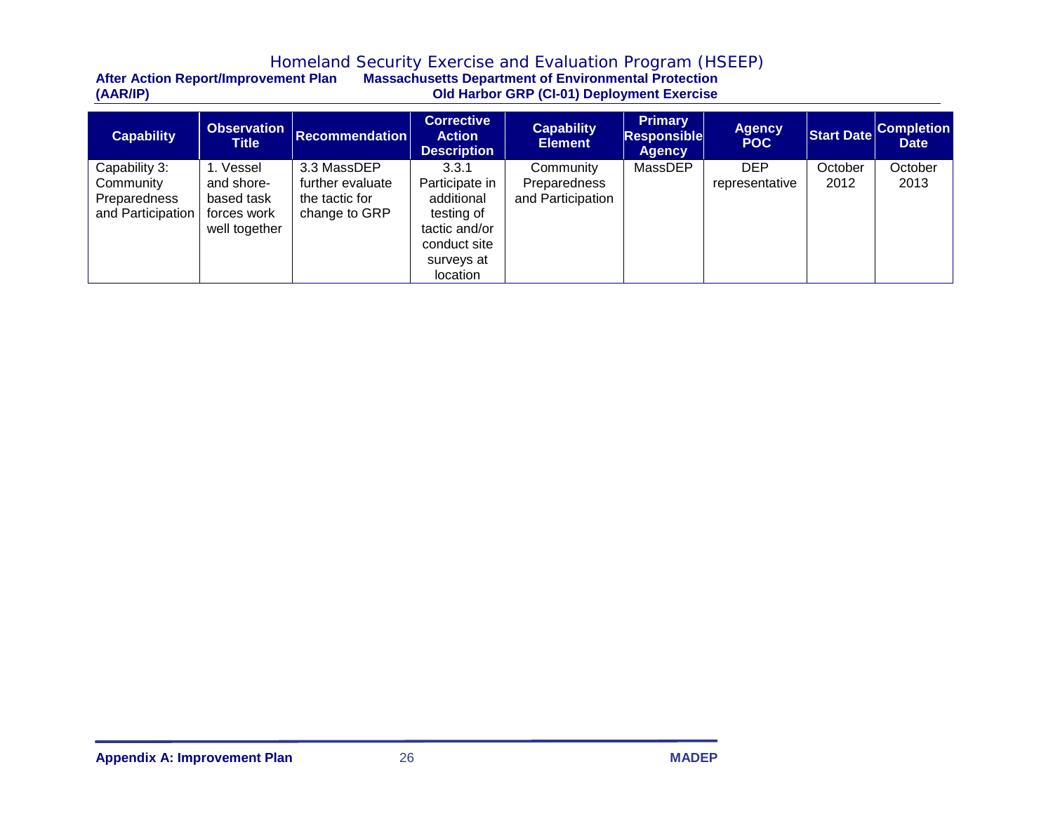| Capability | Observation Title | Recommendation | Corrective Action Description | Capability Element | Primary Responsible Agency | Agency POC | Start Date | Completion Date |
|---|---|---|---|---|---|---|---|---|
| Capability 3: Community Preparedness and Participation | 1. Vessel and shore-based task forces work well together | 3.3 MassDEP further evaluate the tactic for change to GRP | 3.3.1 Participate in additional testing of tactic and/or conduct site surveys at location | Community Preparedness and Participation | MassDEP | DEP representative | October 2012 | October 2013 |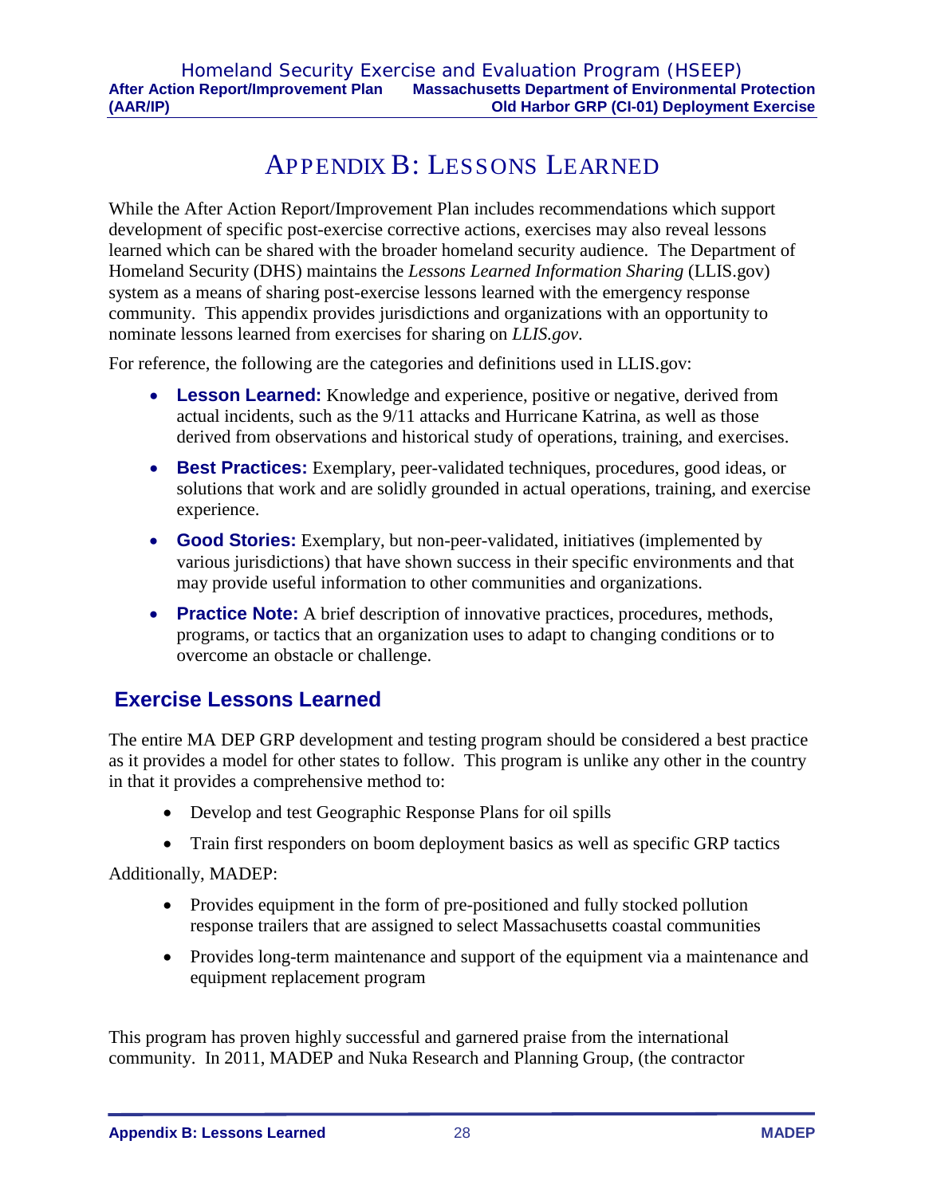# APPENDIX B: LESSONS LEARNED

While the After Action Report/Improvement Plan includes recommendations which support development of specific post-exercise corrective actions, exercises may also reveal lessons learned which can be shared with the broader homeland security audience. The Department of Homeland Security (DHS) maintains the *Lessons Learned Information Sharing* (LLIS.gov) system as a means of sharing post-exercise lessons learned with the emergency response community. This appendix provides jurisdictions and organizations with an opportunity to nominate lessons learned from exercises for sharing on *LLIS.gov*.

For reference, the following are the categories and definitions used in LLIS.gov:

- **Lesson Learned:** Knowledge and experience, positive or negative, derived from actual incidents, such as the 9/11 attacks and Hurricane Katrina, as well as those derived from observations and historical study of operations, training, and exercises.
- **Best Practices:** Exemplary, peer-validated techniques, procedures, good ideas, or solutions that work and are solidly grounded in actual operations, training, and exercise experience.
- **Good Stories:** Exemplary, but non-peer-validated, initiatives (implemented by various jurisdictions) that have shown success in their specific environments and that may provide useful information to other communities and organizations.
- **Practice Note:** A brief description of innovative practices, procedures, methods, programs, or tactics that an organization uses to adapt to changing conditions or to overcome an obstacle or challenge.

## Exercise Lessons Learned

The entire MA DEP GRP development and testing program should be considered a best practice as it provides a model for other states to follow. This program is unlike any other in the country in that it provides a comprehensive method to:

- Develop and test Geographic Response Plans for oil spills
- Train first responders on boom deployment basics as well as specific GRP tactics

Additionally, MADEP:

- Provides equipment in the form of pre-positioned and fully stocked pollution response trailers that are assigned to select Massachusetts coastal communities
- Provides long-term maintenance and support of the equipment via a maintenance and equipment replacement program

This program has proven highly successful and garnered praise from the international community. In 2011, MADEP and Nuka Research and Planning Group, (the contractor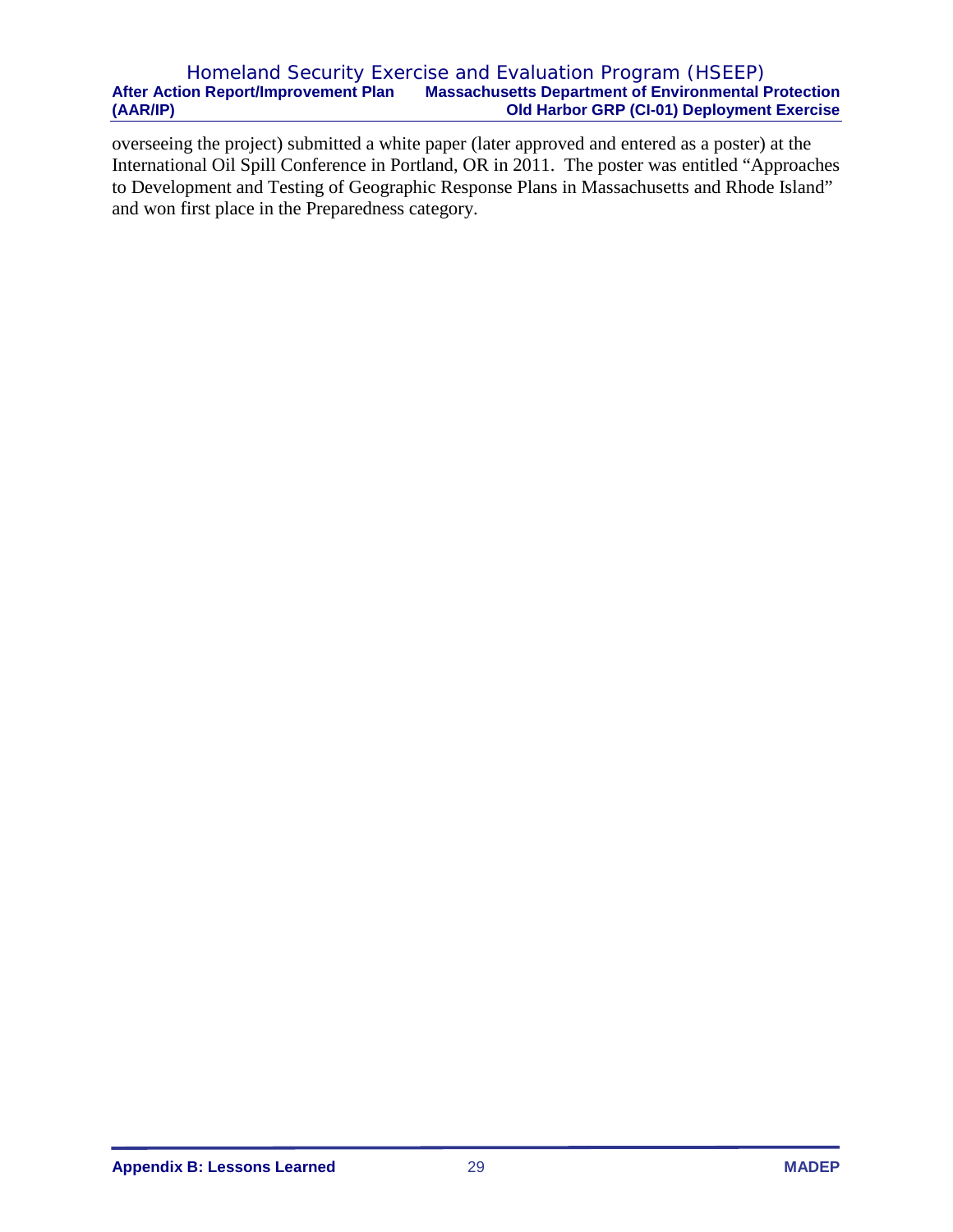overseeing the project) submitted a white paper (later approved and entered as a poster) at the International Oil Spill Conference in Portland, OR in 2011. The poster was entitled "Approaches to Development and Testing of Geographic Response Plans in Massachusetts and Rhode Island" and won first place in the Preparedness category.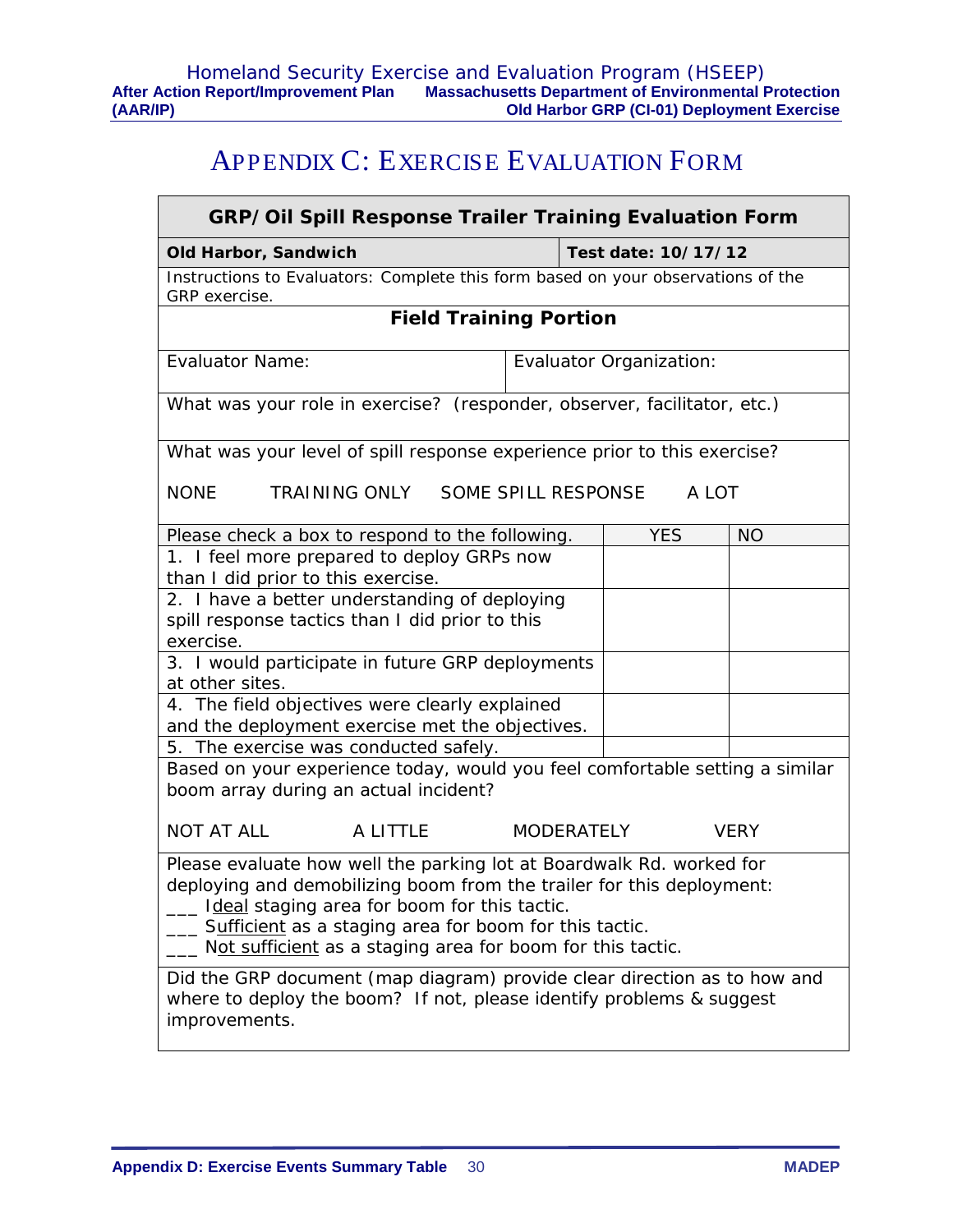# APPENDIX C: EXERCISE EVALUATION FORM

| GRP/Oil Spill Response Trailer Training Evaluation Form | | |
|---|---|---|
| **Old Harbor, Sandwich** | **Test date: 10/17/12** | |
| Instructions to Evaluators: Complete this form based on your observations of the GRP exercise. | | |
| **Field Training Portion** | | |
| Evaluator Name: | Evaluator Organization: | |
| What was your role in exercise? (responder, observer, facilitator, etc.) | | |
| What was your level of spill response experience prior to this exercise?<br><br>NONE TRAINING ONLY SOME SPILL RESPONSE A LOT | | |
| Please check a box to respond to the following. | YES | NO |
| 1. I feel more prepared to deploy GRPs now than I did prior to this exercise. | | |
| 2. I have a better understanding of deploying spill response tactics than I did prior to this exercise. | | |
| 3. I would participate in future GRP deployments at other sites. | | |
| 4. The field objectives were clearly explained and the deployment exercise met the objectives. | | |
| 5. The exercise was conducted safely. | | |
| Based on your experience today, would you feel comfortable setting a similar boom array during an actual incident?<br><br>NOT AT ALL A LITTLE MODERATELY VERY | | |
| Please evaluate how well the parking lot at Boardwalk Rd. worked for deploying and demobilizing boom from the trailer for this deployment:<br>___ Ideal staging area for boom for this tactic.<br>___ Sufficient as a staging area for boom for this tactic.<br>___ Not sufficient as a staging area for boom for this tactic. | | |
| Did the GRP document (map diagram) provide clear direction as to how and where to deploy the boom? If not, please identify problems & suggest improvements. | | |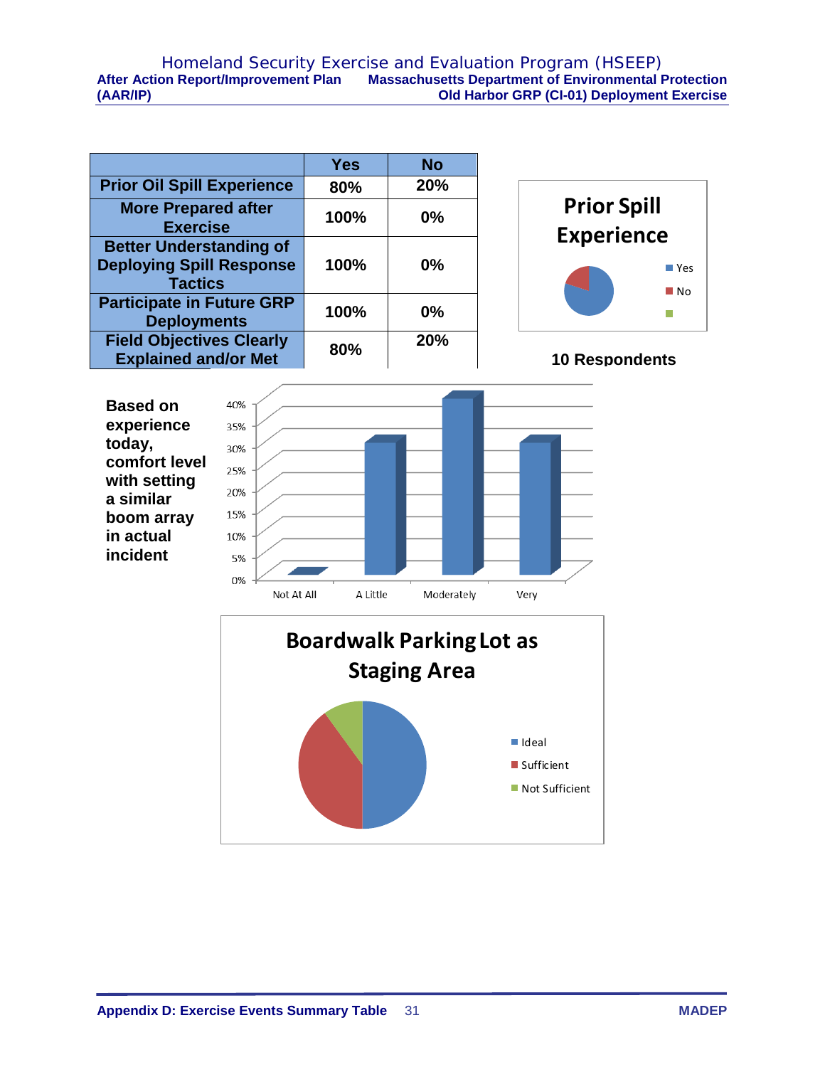| | Yes | No |
|---|---|---|
| Prior Oil Spill Experience | 80% | 20% |
| More Prepared after Exercise | 100% | 0% |
| Better Understanding of Deploying Spill Response Tactics | 100% | 0% |
| Participate in Future GRP Deployments | 100% | 0% |
| Field Objectives Clearly Explained and/or Met | 80% | 20% |

**Prior Spill Experience**

- Yes
- No

**10 Respondents**

**Based on experience today, comfort level with setting a similar boom array in actual incident**

| Not At All | A Little | Moderately | Very |
|---|---|---|---|
| 0% | 30% | 40% | 30% |

**Boardwalk Parking Lot as Staging Area**

- Ideal
- Sufficient
- Not Sufficient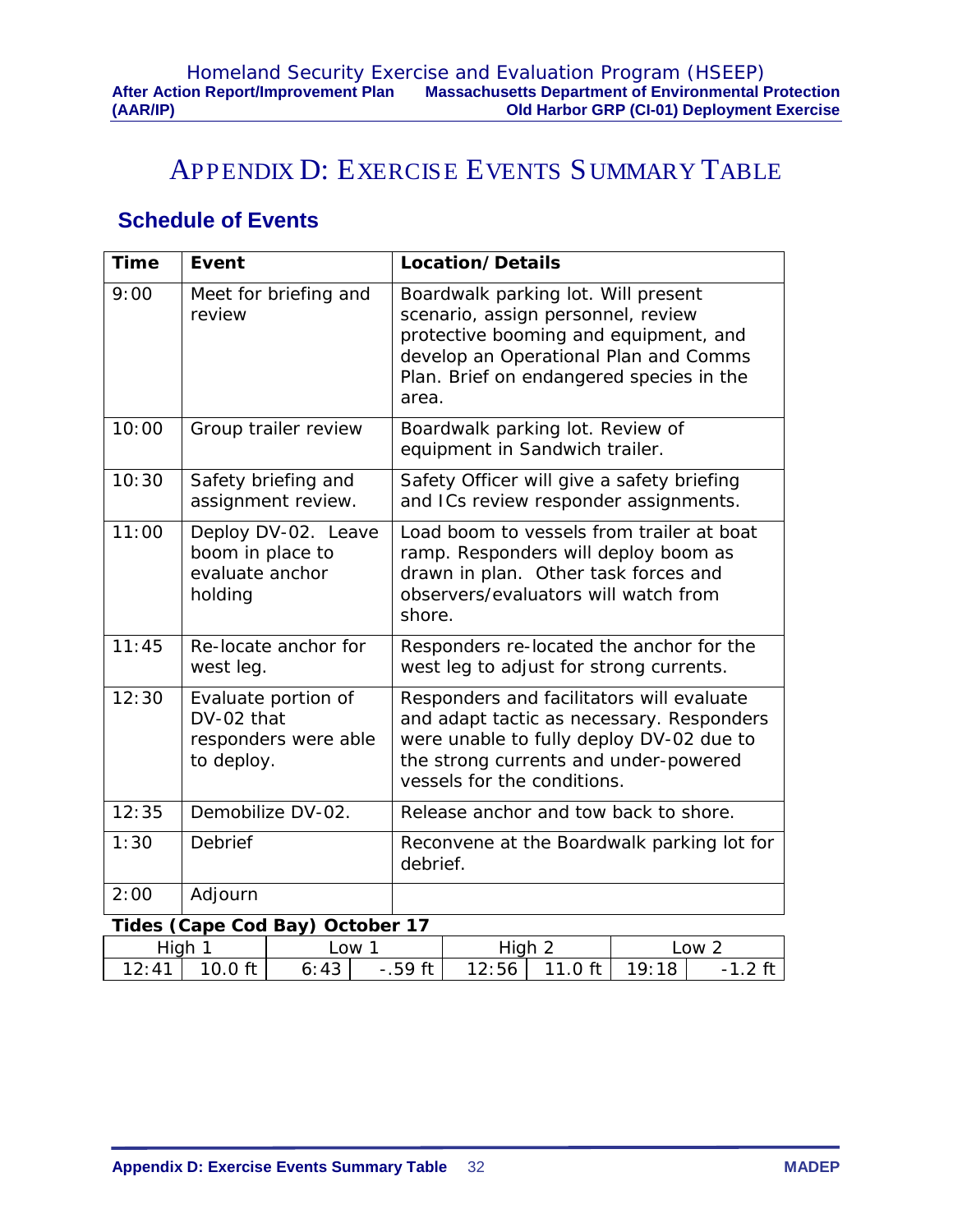# APPENDIX D: EXERCISE EVENTS SUMMARY TABLE

## Schedule of Events

| Time | Event | Location/Details |
|---|---|---|
| 9:00 | Meet for briefing and review | Boardwalk parking lot. Will present scenario, assign personnel, review protective booming and equipment, and develop an Operational Plan and Comms Plan. Brief on endangered species in the area. |
| 10:00 | Group trailer review | Boardwalk parking lot. Review of equipment in Sandwich trailer. |
| 10:30 | Safety briefing and assignment review. | Safety Officer will give a safety briefing and ICs review responder assignments. |
| 11:00 | Deploy DV-02. Leave boom in place to evaluate anchor holding | Load boom to vessels from trailer at boat ramp. Responders will deploy boom as drawn in plan. Other task forces and observers/evaluators will watch from shore. |
| 11:45 | Re-locate anchor for west leg. | Responders re-located the anchor for the west leg to adjust for strong currents. |
| 12:30 | Evaluate portion of DV-02 that responders were able to deploy. | Responders and facilitators will evaluate and adapt tactic as necessary. Responders were unable to fully deploy DV-02 due to the strong currents and under-powered vessels for the conditions. |
| 12:35 | Demobilize DV-02. | Release anchor and tow back to shore. |
| 1:30 | Debrief | Reconvene at the Boardwalk parking lot for debrief. |
| 2:00 | Adjourn | |

**Tides (Cape Cod Bay) October 17**

| High 1 | | Low 1 | | High 2 | | Low 2 | |
|---|---|---|---|---|---|---|---|
| 12:41 | 10.0 ft | 6:43 | -.59 ft | 12:56 | 11.0 ft | 19:18 | -1.2 ft |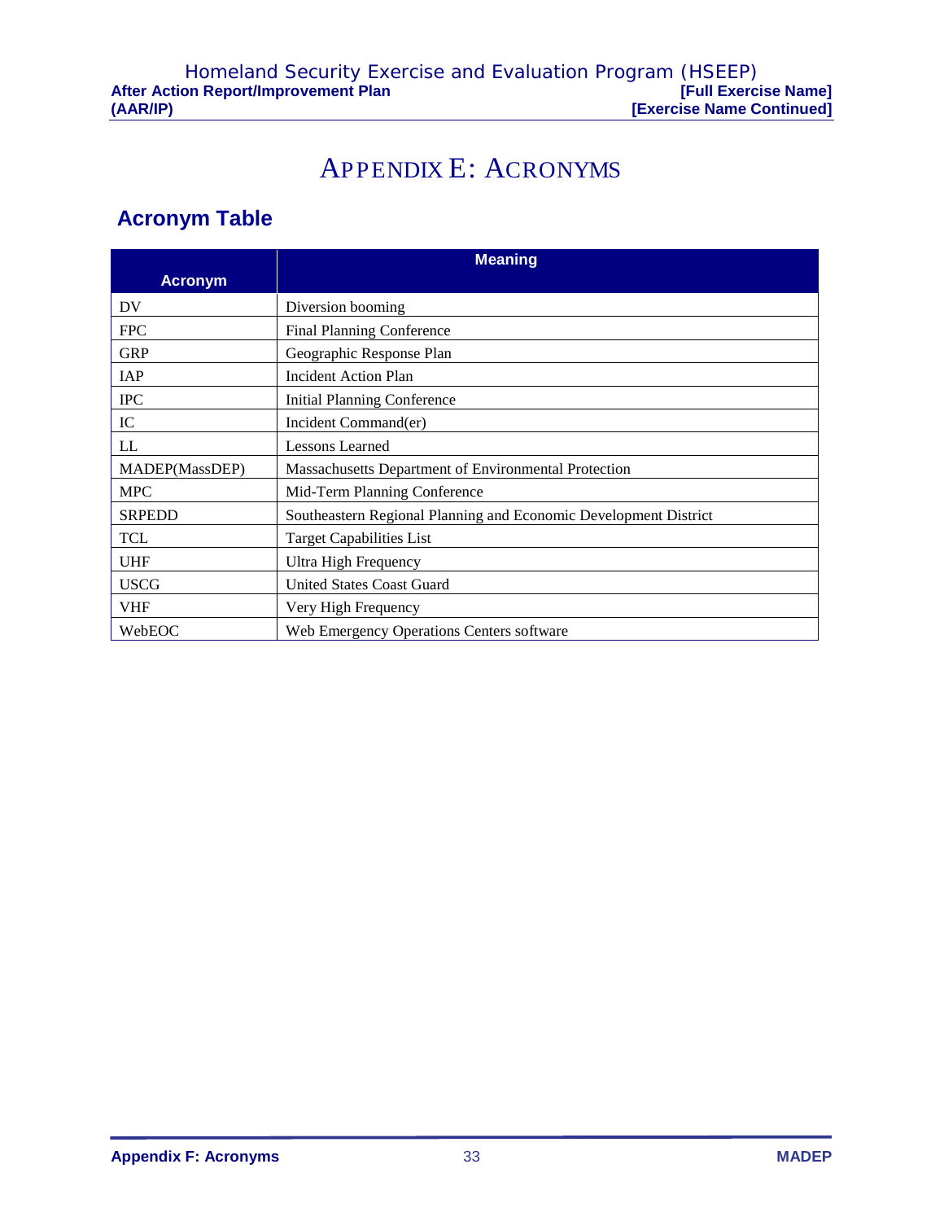# Appendix E: Acronyms

## Acronym Table

| Acronym | Meaning |
|---|---|
| DV | Diversion booming |
| FPC | Final Planning Conference |
| GRP | Geographic Response Plan |
| IAP | Incident Action Plan |
| IPC | Initial Planning Conference |
| IC | Incident Command(er) |
| LL | Lessons Learned |
| MADEP(MassDEP) | Massachusetts Department of Environmental Protection |
| MPC | Mid-Term Planning Conference |
| SRPEDD | Southeastern Regional Planning and Economic Development District |
| TCL | Target Capabilities List |
| UHF | Ultra High Frequency |
| USCG | United States Coast Guard |
| VHF | Very High Frequency |
| WebEOC | Web Emergency Operations Centers software |